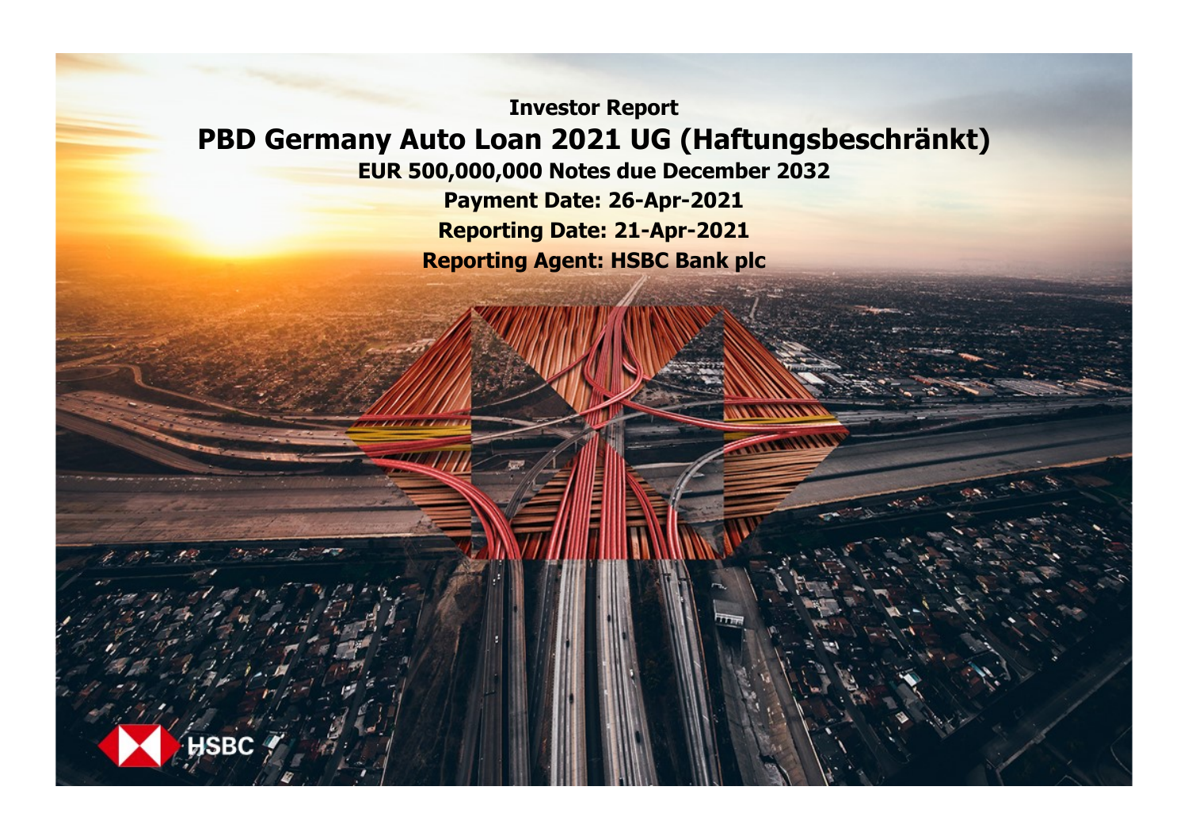**Investor Report**

# PBD Germany Auto Loan 2021 UG (Haftungsbeschränkt)

**EUR 500,000,000 Notes due December 2032**

**Payment Date: 26-Apr-2021**

**Reporting Date: 21-Apr-2021**

**Reporting Agent: HSBC Bank plc**

HSBC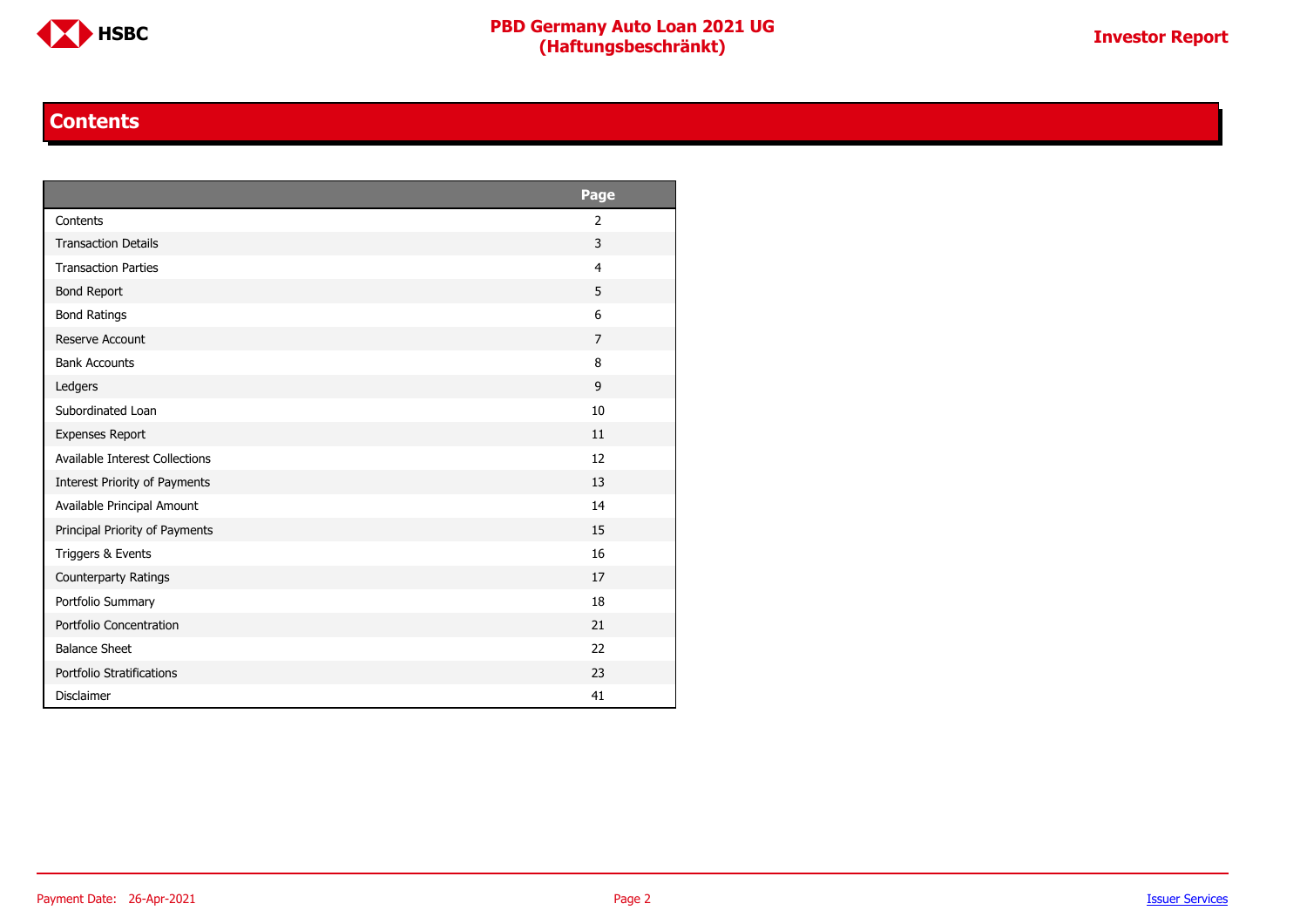# Contents

| | Page |
|---|---|
| Contents | 2 |
| Transaction Details | 3 |
| Transaction Parties | 4 |
| Bond Report | 5 |
| Bond Ratings | 6 |
| Reserve Account | 7 |
| Bank Accounts | 8 |
| Ledgers | 9 |
| Subordinated Loan | 10 |
| Expenses Report | 11 |
| Available Interest Collections | 12 |
| Interest Priority of Payments | 13 |
| Available Principal Amount | 14 |
| Principal Priority of Payments | 15 |
| Triggers & Events | 16 |
| Counterparty Ratings | 17 |
| Portfolio Summary | 18 |
| Portfolio Concentration | 21 |
| Balance Sheet | 22 |
| Portfolio Stratifications | 23 |
| Disclaimer | 41 |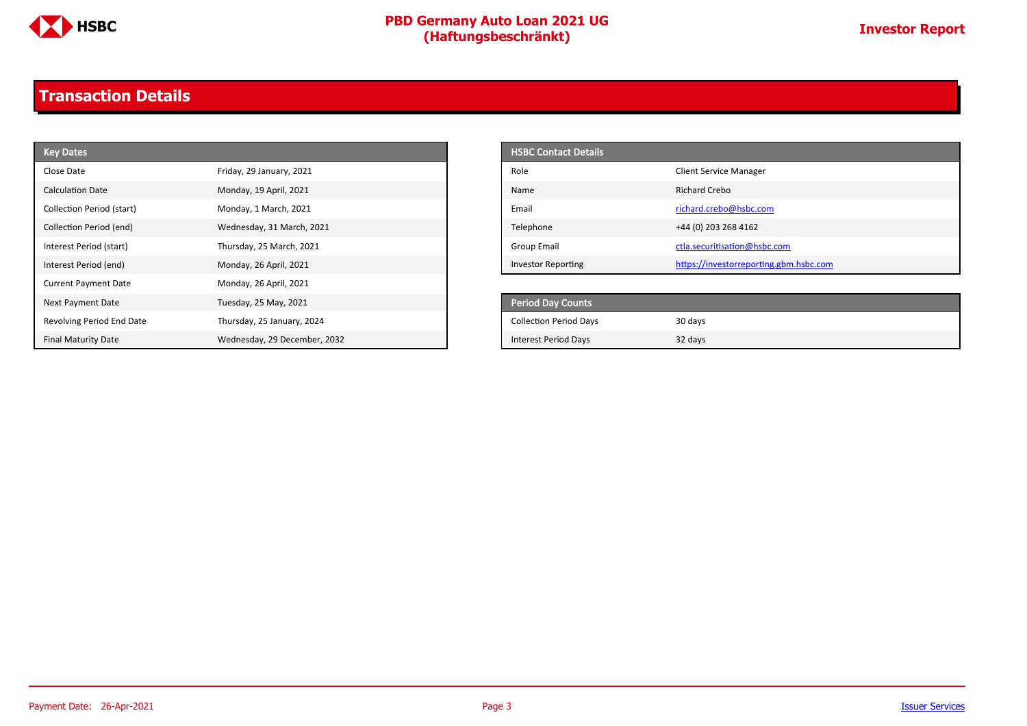# Transaction Details

| Key Dates | |
|---|---|
| Close Date | Friday, 29 January, 2021 |
| Calculation Date | Monday, 19 April, 2021 |
| Collection Period (start) | Monday, 1 March, 2021 |
| Collection Period (end) | Wednesday, 31 March, 2021 |
| Interest Period (start) | Thursday, 25 March, 2021 |
| Interest Period (end) | Monday, 26 April, 2021 |
| Current Payment Date | Monday, 26 April, 2021 |
| Next Payment Date | Tuesday, 25 May, 2021 |
| Revolving Period End Date | Thursday, 25 January, 2024 |
| Final Maturity Date | Wednesday, 29 December, 2032 |

| HSBC Contact Details | |
|---|---|
| Role | Client Service Manager |
| Name | Richard Crebo |
| Email | richard.crebo@hsbc.com |
| Telephone | +44 (0) 203 268 4162 |
| Group Email | ctla.securitisation@hsbc.com |
| Investor Reporting | https://investorreporting.gbm.hsbc.com |

| Period Day Counts | |
|---|---|
| Collection Period Days | 30 days |
| Interest Period Days | 32 days |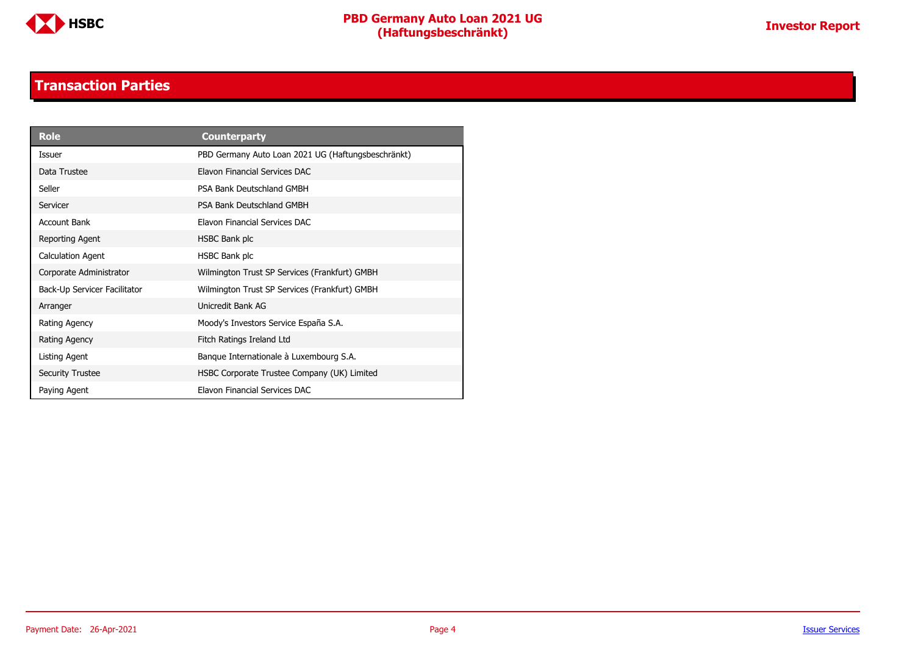## Transaction Parties

| Role | Counterparty |
| --- | --- |
| Issuer | PBD Germany Auto Loan 2021 UG (Haftungsbeschränkt) |
| Data Trustee | Elavon Financial Services DAC |
| Seller | PSA Bank Deutschland GMBH |
| Servicer | PSA Bank Deutschland GMBH |
| Account Bank | Elavon Financial Services DAC |
| Reporting Agent | HSBC Bank plc |
| Calculation Agent | HSBC Bank plc |
| Corporate Administrator | Wilmington Trust SP Services (Frankfurt) GMBH |
| Back-Up Servicer Facilitator | Wilmington Trust SP Services (Frankfurt) GMBH |
| Arranger | Unicredit Bank AG |
| Rating Agency | Moody's Investors Service España S.A. |
| Rating Agency | Fitch Ratings Ireland Ltd |
| Listing Agent | Banque Internationale à Luxembourg S.A. |
| Security Trustee | HSBC Corporate Trustee Company (UK) Limited |
| Paying Agent | Elavon Financial Services DAC |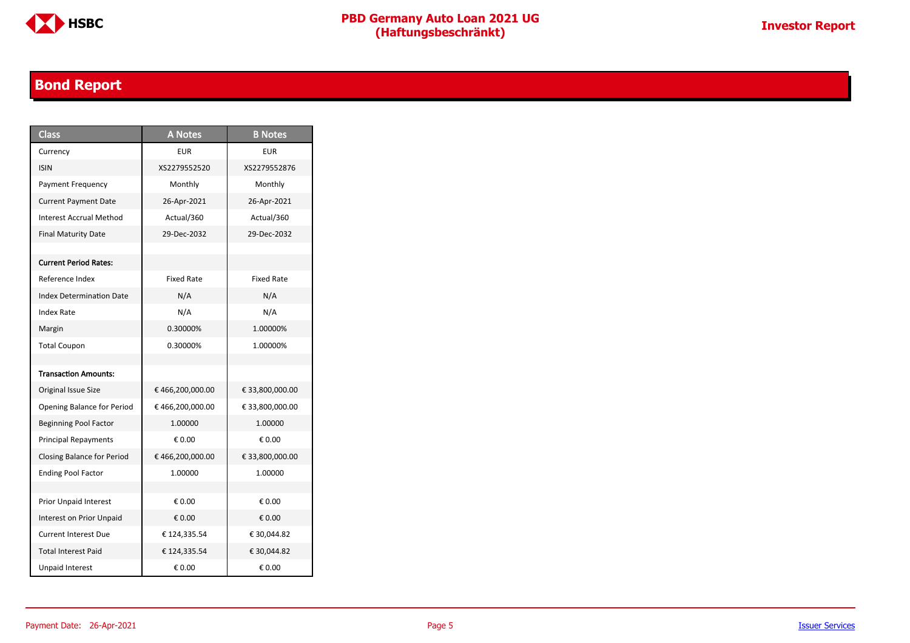# Bond Report

| Class | A Notes | B Notes |
|---|---|---|
| Currency | EUR | EUR |
| ISIN | XS2279552520 | XS2279552876 |
| Payment Frequency | Monthly | Monthly |
| Current Payment Date | 26-Apr-2021 | 26-Apr-2021 |
| Interest Accrual Method | Actual/360 | Actual/360 |
| Final Maturity Date | 29-Dec-2032 | 29-Dec-2032 |
| | | |
| **Current Period Rates:** | | |
| Reference Index | Fixed Rate | Fixed Rate |
| Index Determination Date | N/A | N/A |
| Index Rate | N/A | N/A |
| Margin | 0.30000% | 1.00000% |
| Total Coupon | 0.30000% | 1.00000% |
| | | |
| **Transaction Amounts:** | | |
| Original Issue Size | € 466,200,000.00 | € 33,800,000.00 |
| Opening Balance for Period | € 466,200,000.00 | € 33,800,000.00 |
| Beginning Pool Factor | 1.00000 | 1.00000 |
| Principal Repayments | € 0.00 | € 0.00 |
| Closing Balance for Period | € 466,200,000.00 | € 33,800,000.00 |
| Ending Pool Factor | 1.00000 | 1.00000 |
| | | |
| Prior Unpaid Interest | € 0.00 | € 0.00 |
| Interest on Prior Unpaid | € 0.00 | € 0.00 |
| Current Interest Due | € 124,335.54 | € 30,044.82 |
| Total Interest Paid | € 124,335.54 | € 30,044.82 |
| Unpaid Interest | € 0.00 | € 0.00 |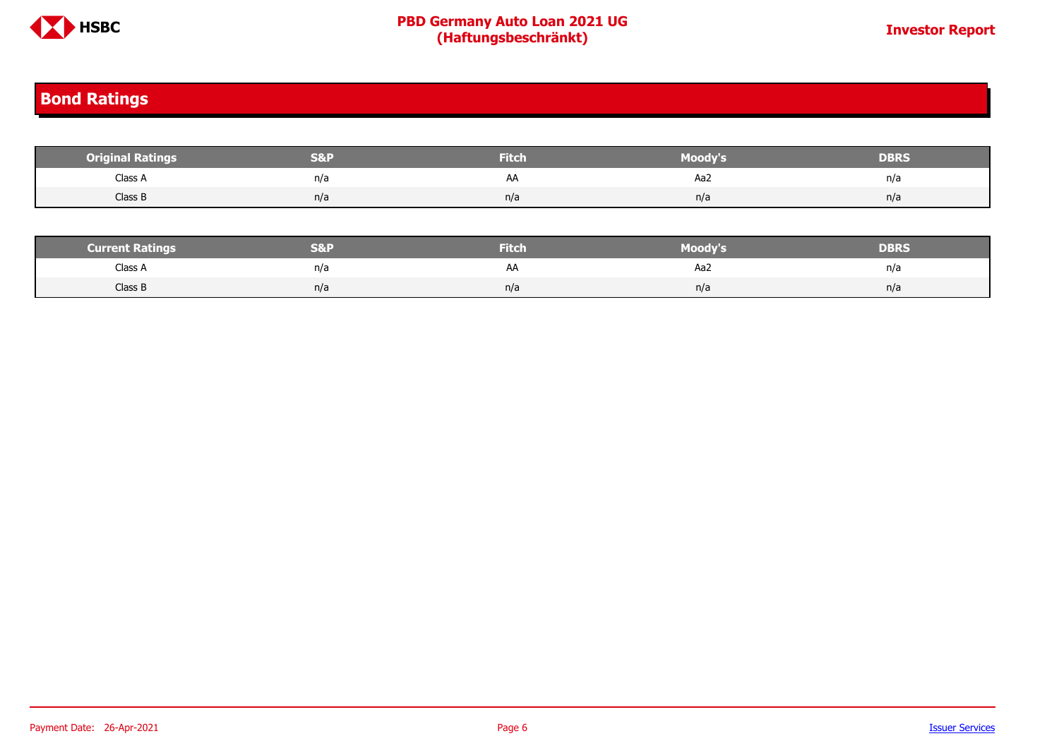# Bond Ratings

| Original Ratings | S&P | Fitch | Moody's | DBRS |
|---|---|---|---|---|
| Class A | n/a | AA | Aa2 | n/a |
| Class B | n/a | n/a | n/a | n/a |

| Current Ratings | S&P | Fitch | Moody's | DBRS |
|---|---|---|---|---|
| Class A | n/a | AA | Aa2 | n/a |
| Class B | n/a | n/a | n/a | n/a |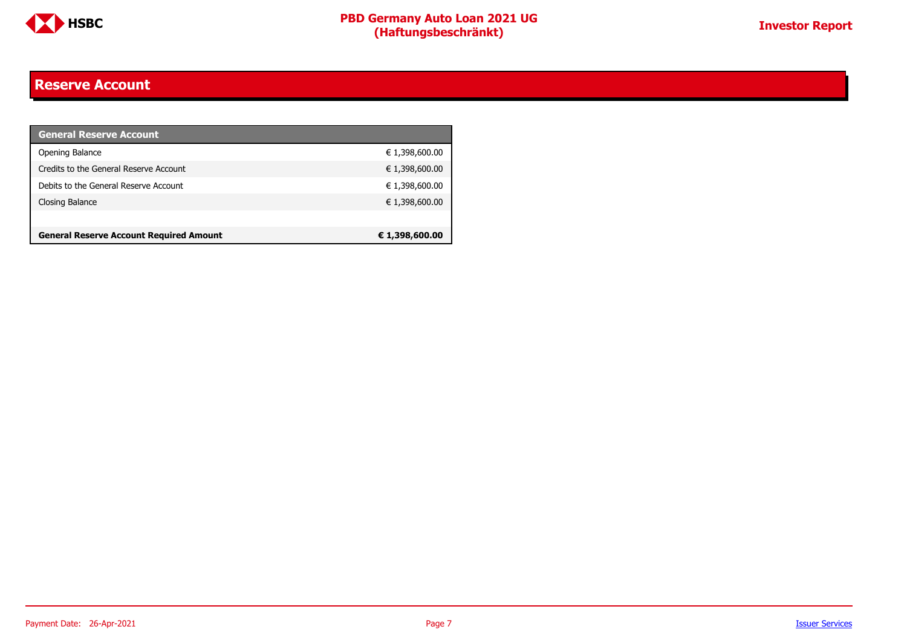## Reserve Account

| General Reserve Account | |
|---|---|
| Opening Balance | € 1,398,600.00 |
| Credits to the General Reserve Account | € 1,398,600.00 |
| Debits to the General Reserve Account | € 1,398,600.00 |
| Closing Balance | € 1,398,600.00 |
| | |
| **General Reserve Account Required Amount** | **€ 1,398,600.00** |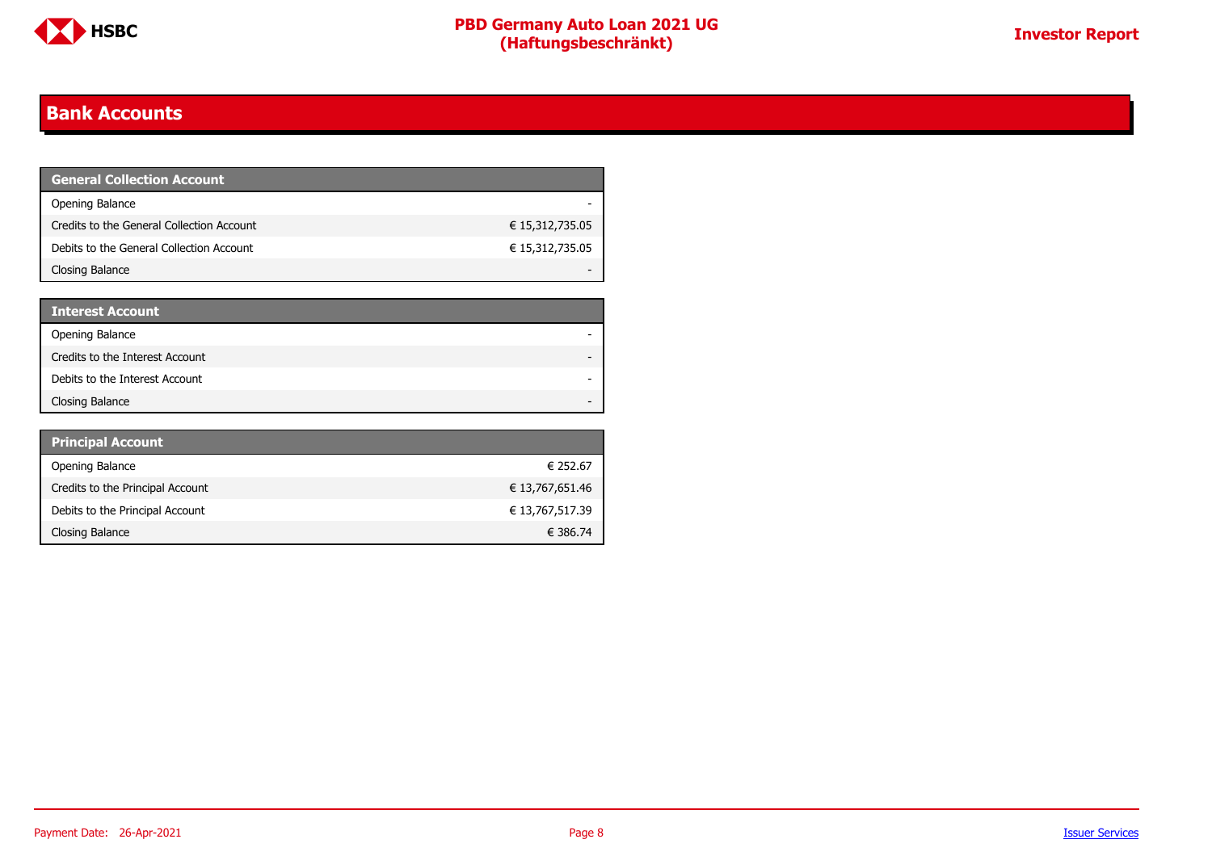# Bank Accounts

| General Collection Account | |
|---|---|
| Opening Balance | - |
| Credits to the General Collection Account | € 15,312,735.05 |
| Debits to the General Collection Account | € 15,312,735.05 |
| Closing Balance | - |

| Interest Account | |
|---|---|
| Opening Balance | - |
| Credits to the Interest Account | - |
| Debits to the Interest Account | - |
| Closing Balance | - |

| Principal Account | |
|---|---|
| Opening Balance | € 252.67 |
| Credits to the Principal Account | € 13,767,651.46 |
| Debits to the Principal Account | € 13,767,517.39 |
| Closing Balance | € 386.74 |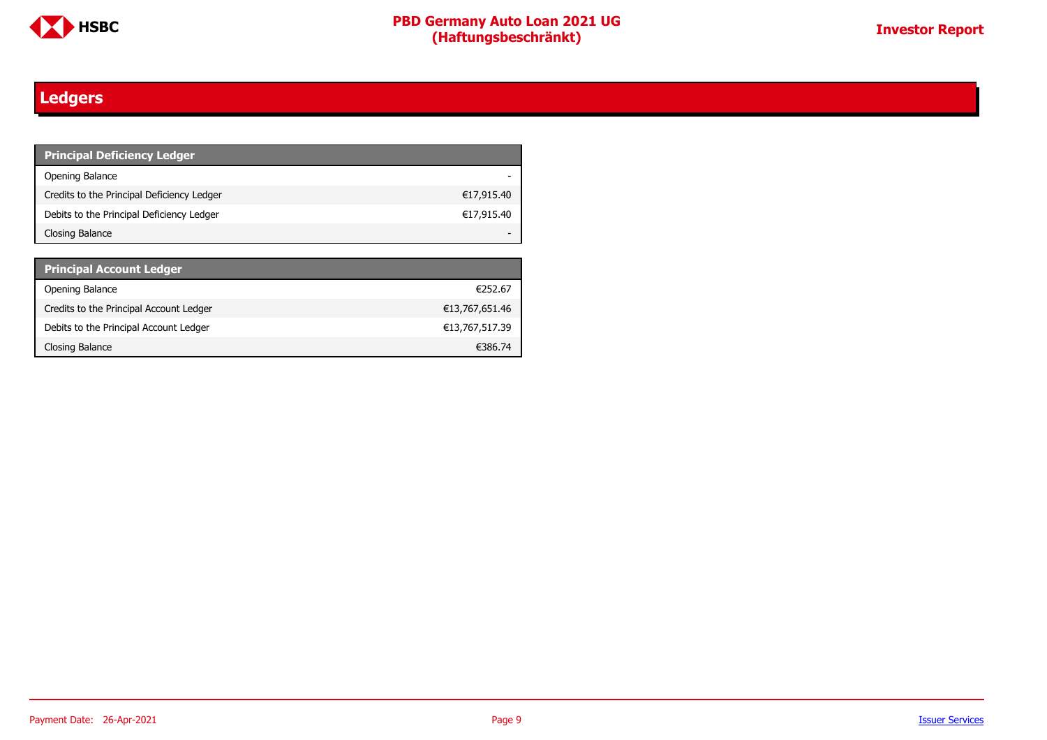# Ledgers

| Principal Deficiency Ledger | |
|---|---|
| Opening Balance | - |
| Credits to the Principal Deficiency Ledger | €17,915.40 |
| Debits to the Principal Deficiency Ledger | €17,915.40 |
| Closing Balance | - |

| Principal Account Ledger | |
|---|---|
| Opening Balance | €252.67 |
| Credits to the Principal Account Ledger | €13,767,651.46 |
| Debits to the Principal Account Ledger | €13,767,517.39 |
| Closing Balance | €386.74 |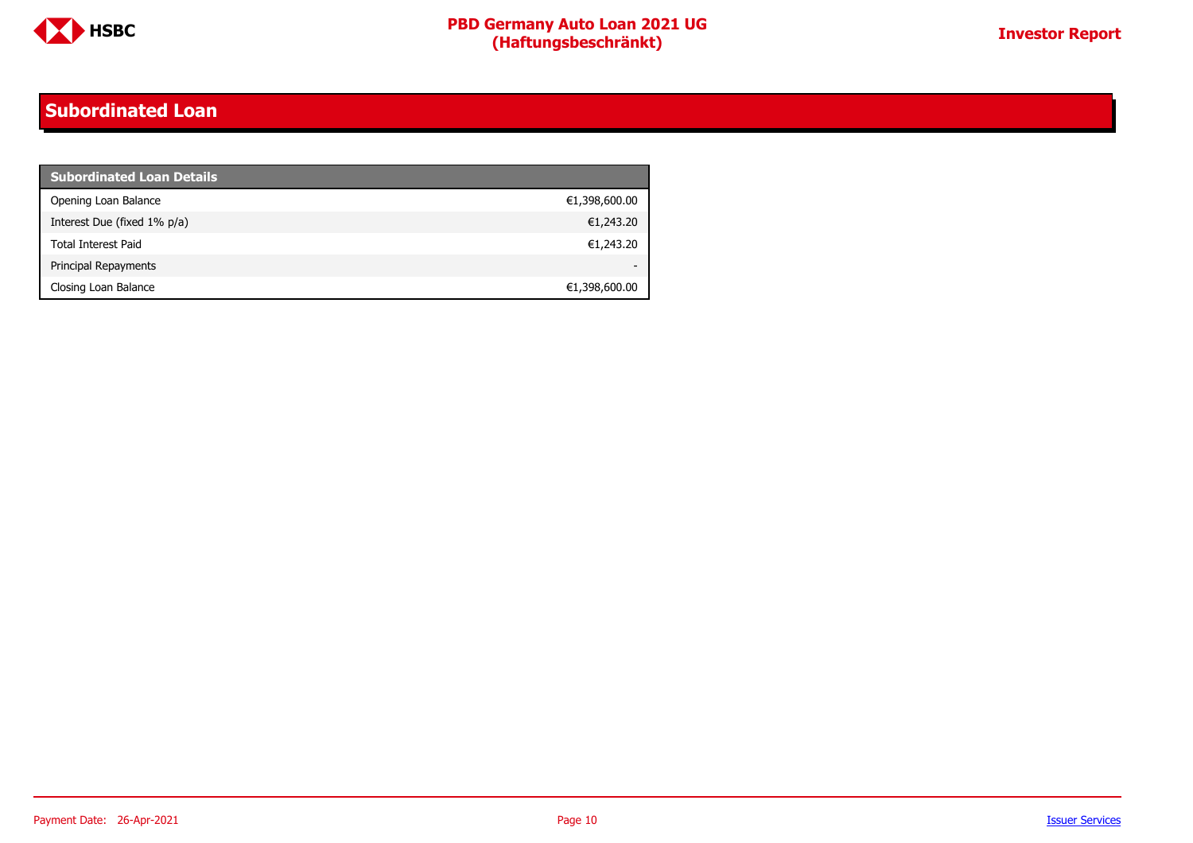## Subordinated Loan

| Subordinated Loan Details | |
|---|---|
| Opening Loan Balance | €1,398,600.00 |
| Interest Due (fixed 1% p/a) | €1,243.20 |
| Total Interest Paid | €1,243.20 |
| Principal Repayments | - |
| Closing Loan Balance | €1,398,600.00 |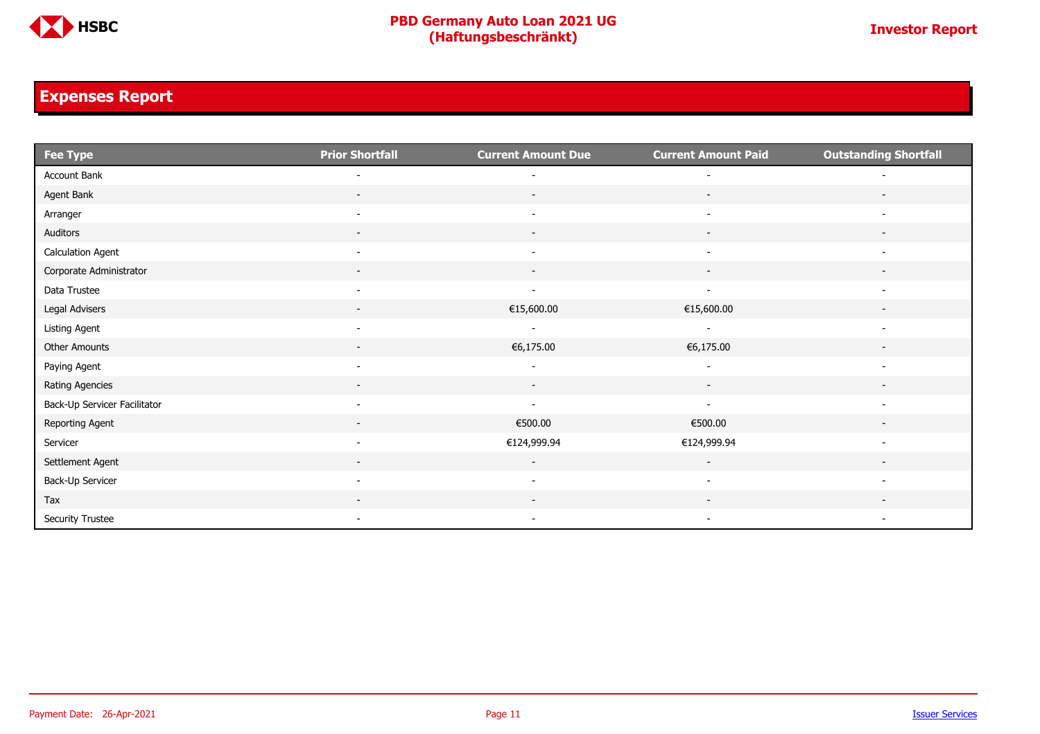## Expenses Report

| Fee Type | Prior Shortfall | Current Amount Due | Current Amount Paid | Outstanding Shortfall |
|---|---|---|---|---|
| Account Bank | - | - | - | - |
| Agent Bank | - | - | - | - |
| Arranger | - | - | - | - |
| Auditors | - | - | - | - |
| Calculation Agent | - | - | - | - |
| Corporate Administrator | - | - | - | - |
| Data Trustee | - | - | - | - |
| Legal Advisers | - | €15,600.00 | €15,600.00 | - |
| Listing Agent | - | - | - | - |
| Other Amounts | - | €6,175.00 | €6,175.00 | - |
| Paying Agent | - | - | - | - |
| Rating Agencies | - | - | - | - |
| Back-Up Servicer Facilitator | - | - | - | - |
| Reporting Agent | - | €500.00 | €500.00 | - |
| Servicer | - | €124,999.94 | €124,999.94 | - |
| Settlement Agent | - | - | - | - |
| Back-Up Servicer | - | - | - | - |
| Tax | - | - | - | - |
| Security Trustee | - | - | - | - |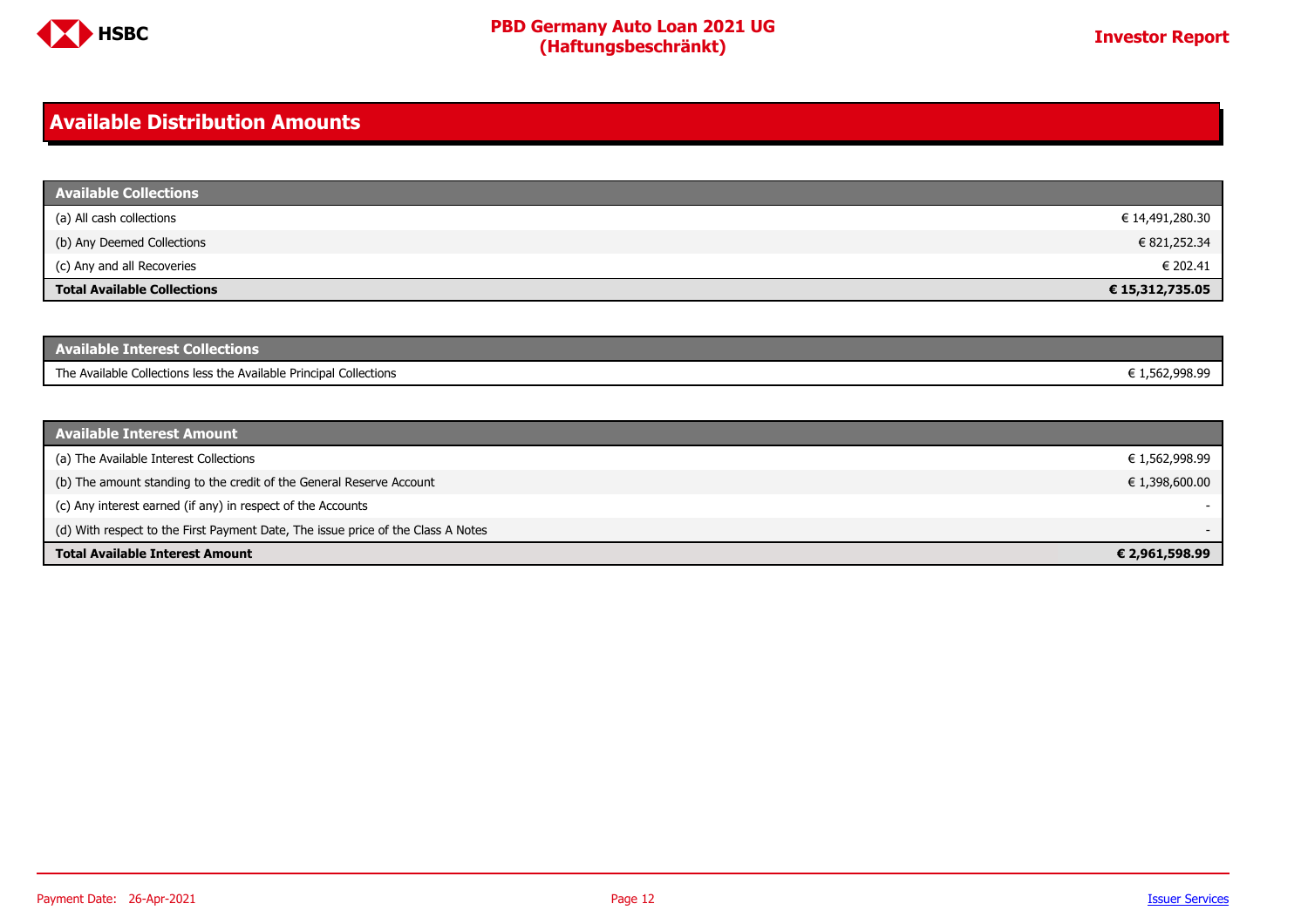## Available Distribution Amounts

| Available Collections | |
|---|---|
| (a) All cash collections | € 14,491,280.30 |
| (b) Any Deemed Collections | € 821,252.34 |
| (c) Any and all Recoveries | € 202.41 |
| **Total Available Collections** | **€ 15,312,735.05** |

| Available Interest Collections | |
|---|---|
| The Available Collections less the Available Principal Collections | € 1,562,998.99 |

| Available Interest Amount | |
|---|---|
| (a) The Available Interest Collections | € 1,562,998.99 |
| (b) The amount standing to the credit of the General Reserve Account | € 1,398,600.00 |
| (c) Any interest earned (if any) in respect of the Accounts | - |
| (d) With respect to the First Payment Date, The issue price of the Class A Notes | - |
| **Total Available Interest Amount** | **€ 2,961,598.99** |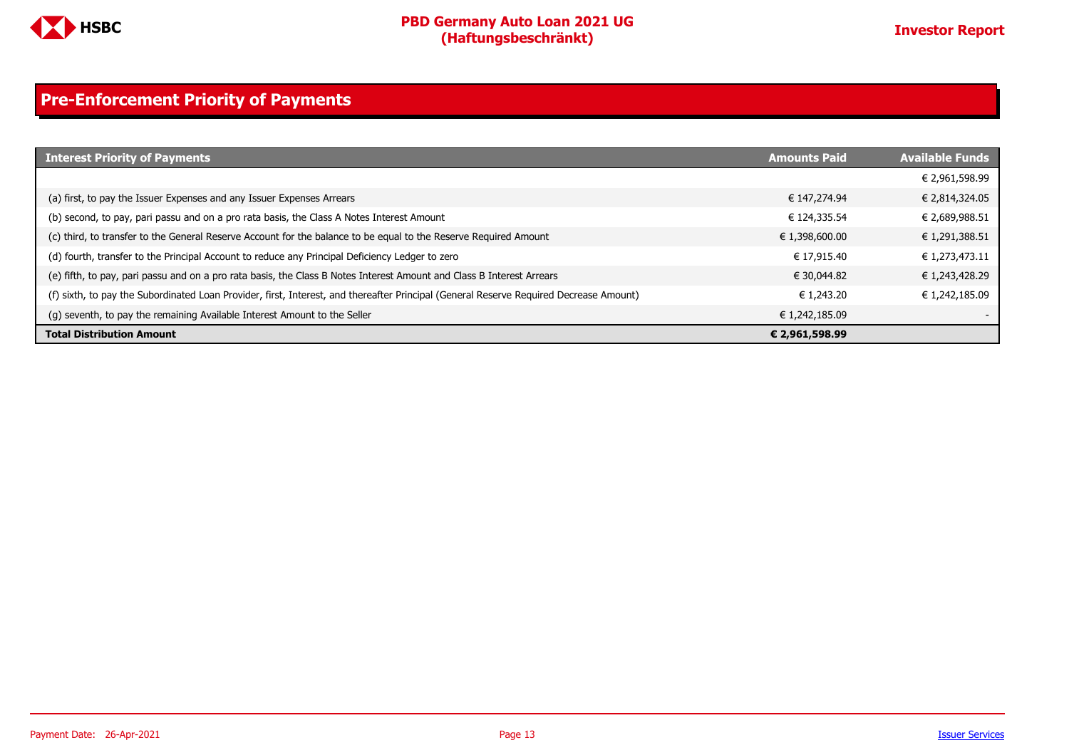## Pre-Enforcement Priority of Payments

| Interest Priority of Payments | Amounts Paid | Available Funds |
|---|---|---|
| | | € 2,961,598.99 |
| (a) first, to pay the Issuer Expenses and any Issuer Expenses Arrears | € 147,274.94 | € 2,814,324.05 |
| (b) second, to pay, pari passu and on a pro rata basis, the Class A Notes Interest Amount | € 124,335.54 | € 2,689,988.51 |
| (c) third, to transfer to the General Reserve Account for the balance to be equal to the Reserve Required Amount | € 1,398,600.00 | € 1,291,388.51 |
| (d) fourth, transfer to the Principal Account to reduce any Principal Deficiency Ledger to zero | € 17,915.40 | € 1,273,473.11 |
| (e) fifth, to pay, pari passu and on a pro rata basis, the Class B Notes Interest Amount and Class B Interest Arrears | € 30,044.82 | € 1,243,428.29 |
| (f) sixth, to pay the Subordinated Loan Provider, first, Interest, and thereafter Principal (General Reserve Required Decrease Amount) | € 1,243.20 | € 1,242,185.09 |
| (g) seventh, to pay the remaining Available Interest Amount to the Seller | € 1,242,185.09 | - |
| **Total Distribution Amount** | **€ 2,961,598.99** | |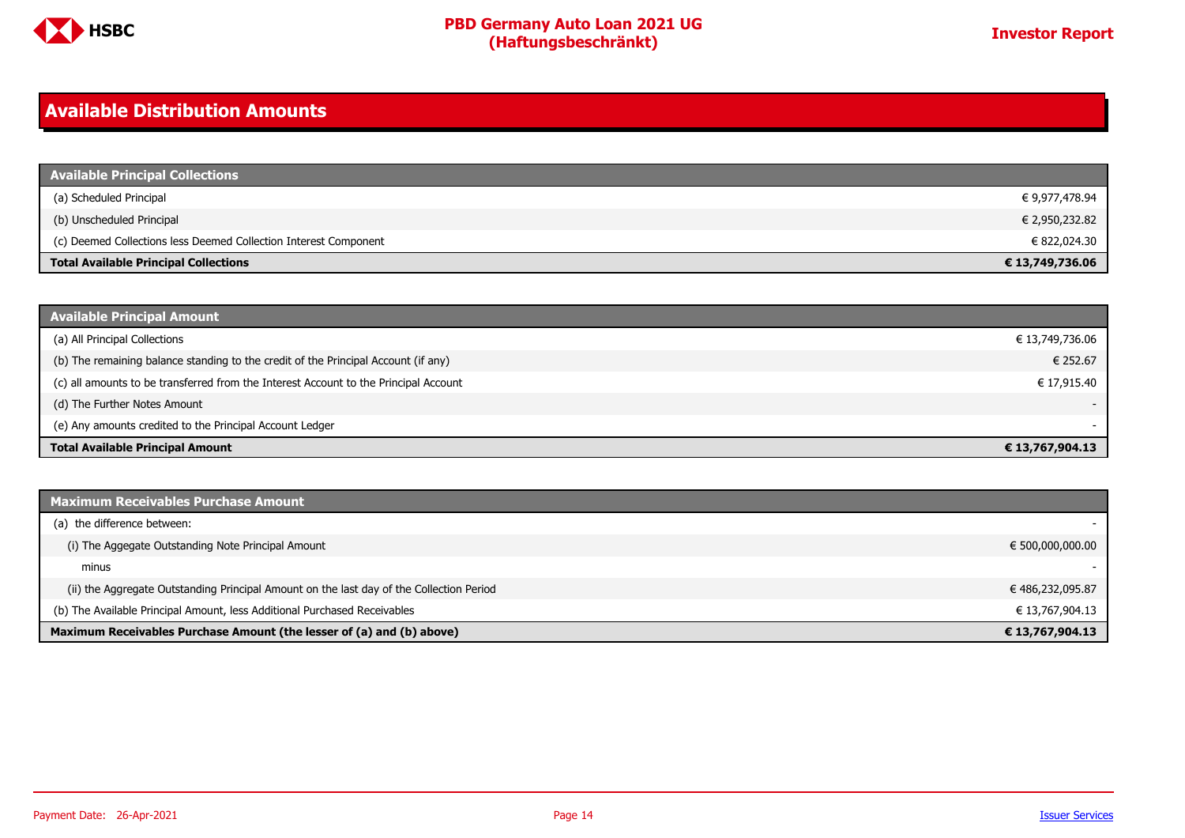## Available Distribution Amounts

| Available Principal Collections | |
|---|---|
| (a) Scheduled Principal | € 9,977,478.94 |
| (b) Unscheduled Principal | € 2,950,232.82 |
| (c) Deemed Collections less Deemed Collection Interest Component | € 822,024.30 |
| **Total Available Principal Collections** | **€ 13,749,736.06** |

| Available Principal Amount | |
|---|---|
| (a) All Principal Collections | € 13,749,736.06 |
| (b) The remaining balance standing to the credit of the Principal Account (if any) | € 252.67 |
| (c) all amounts to be transferred from the Interest Account to the Principal Account | € 17,915.40 |
| (d) The Further Notes Amount | - |
| (e) Any amounts credited to the Principal Account Ledger | - |
| **Total Available Principal Amount** | **€ 13,767,904.13** |

| Maximum Receivables Purchase Amount | |
|---|---|
| (a) the difference between: | - |
| (i) The Aggregate Outstanding Note Principal Amount | € 500,000,000.00 |
| minus | - |
| (ii) the Aggregate Outstanding Principal Amount on the last day of the Collection Period | € 486,232,095.87 |
| (b) The Available Principal Amount, less Additional Purchased Receivables | € 13,767,904.13 |
| **Maximum Receivables Purchase Amount (the lesser of (a) and (b) above)** | **€ 13,767,904.13** |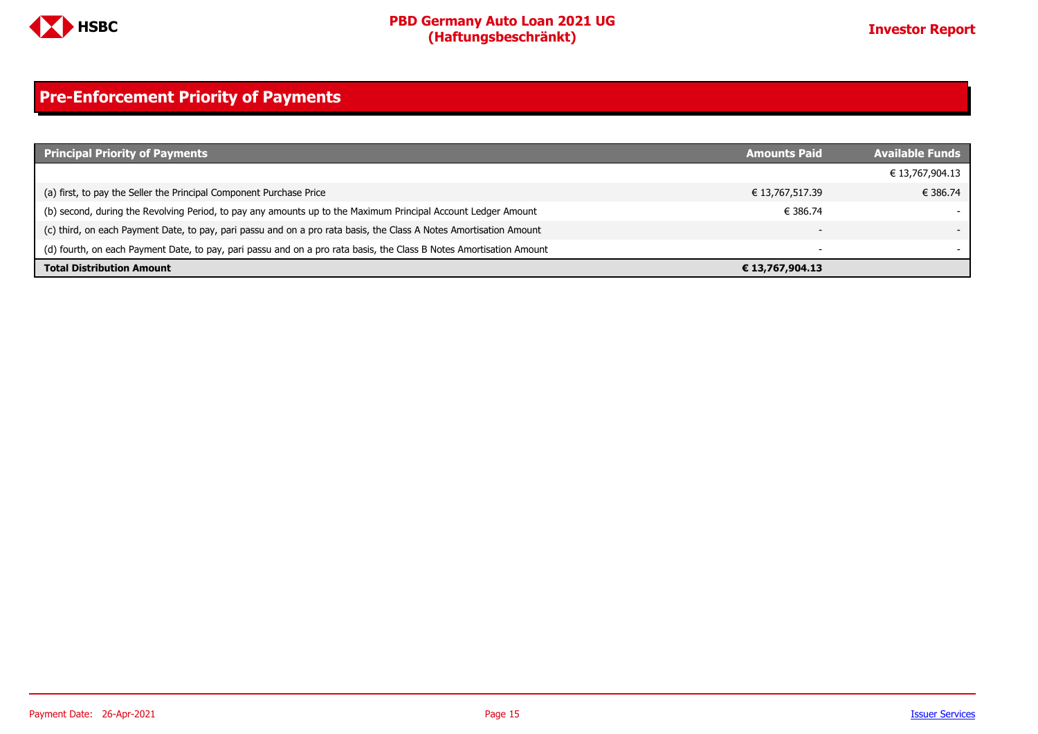# Pre-Enforcement Priority of Payments

| Principal Priority of Payments | Amounts Paid | Available Funds |
|---|---|---|
| | | € 13,767,904.13 |
| (a) first, to pay the Seller the Principal Component Purchase Price | € 13,767,517.39 | € 386.74 |
| (b) second, during the Revolving Period, to pay any amounts up to the Maximum Principal Account Ledger Amount | € 386.74 | - |
| (c) third, on each Payment Date, to pay, pari passu and on a pro rata basis, the Class A Notes Amortisation Amount | - | - |
| (d) fourth, on each Payment Date, to pay, pari passu and on a pro rata basis, the Class B Notes Amortisation Amount | - | - |
| **Total Distribution Amount** | **€ 13,767,904.13** | |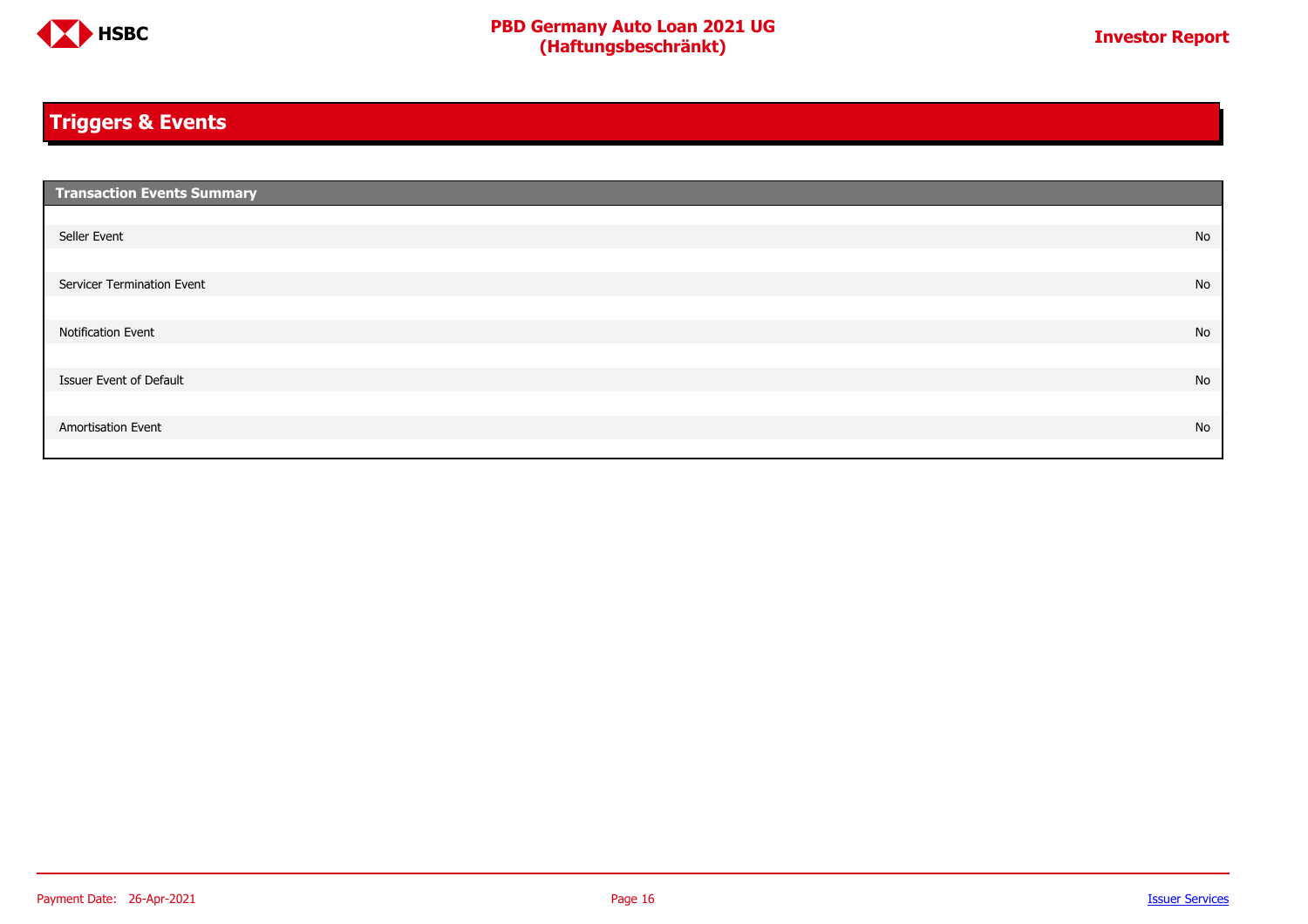# Triggers & Events

| Transaction Events Summary | |
|---|---|
| Seller Event | No |
| Servicer Termination Event | No |
| Notification Event | No |
| Issuer Event of Default | No |
| Amortisation Event | No |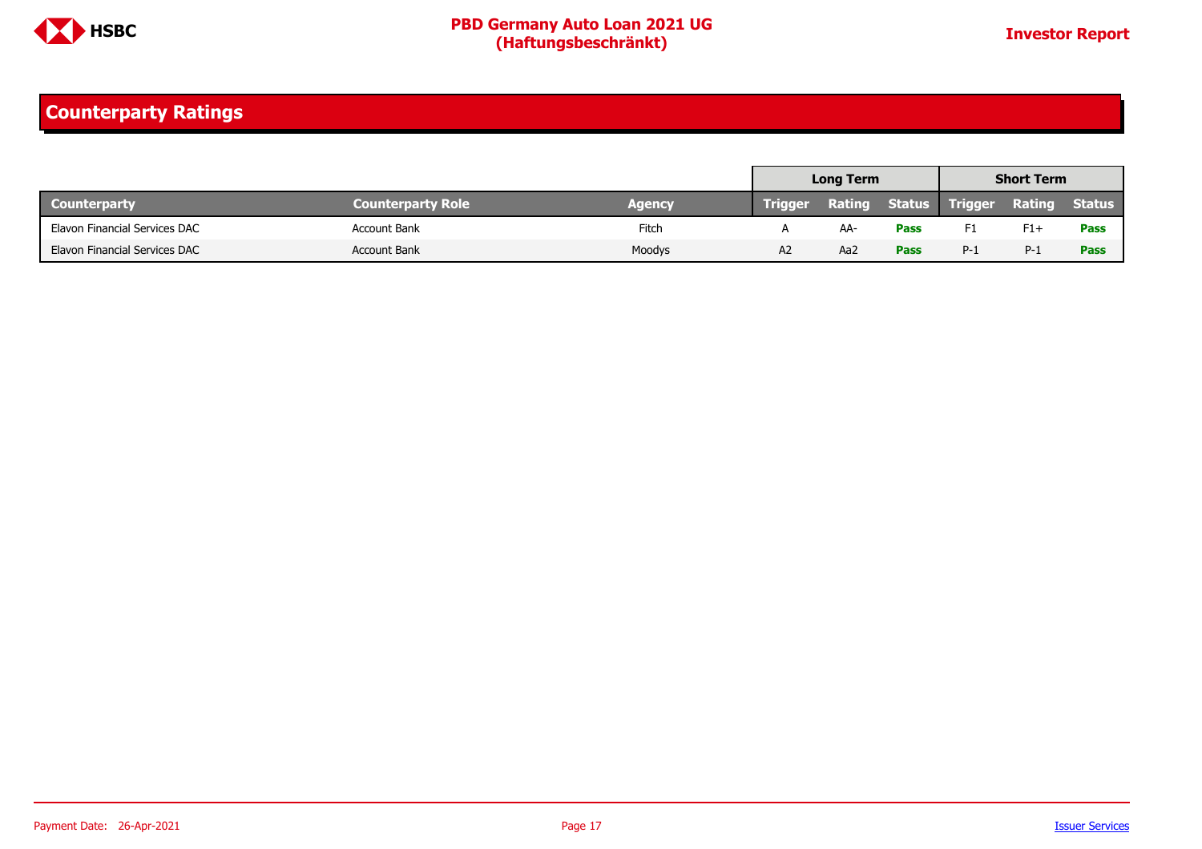## Counterparty Ratings

| Counterparty | Counterparty Role | Agency | Long Term | | | Short Term | | |
|---|---|---|---|---|---|---|---|---|
| | | | Trigger | Rating | Status | Trigger | Rating | Status |
| Elavon Financial Services DAC | Account Bank | Fitch | A | AA- | **Pass** | F1 | F1+ | **Pass** |
| Elavon Financial Services DAC | Account Bank | Moodys | A2 | Aa2 | **Pass** | P-1 | P-1 | **Pass** |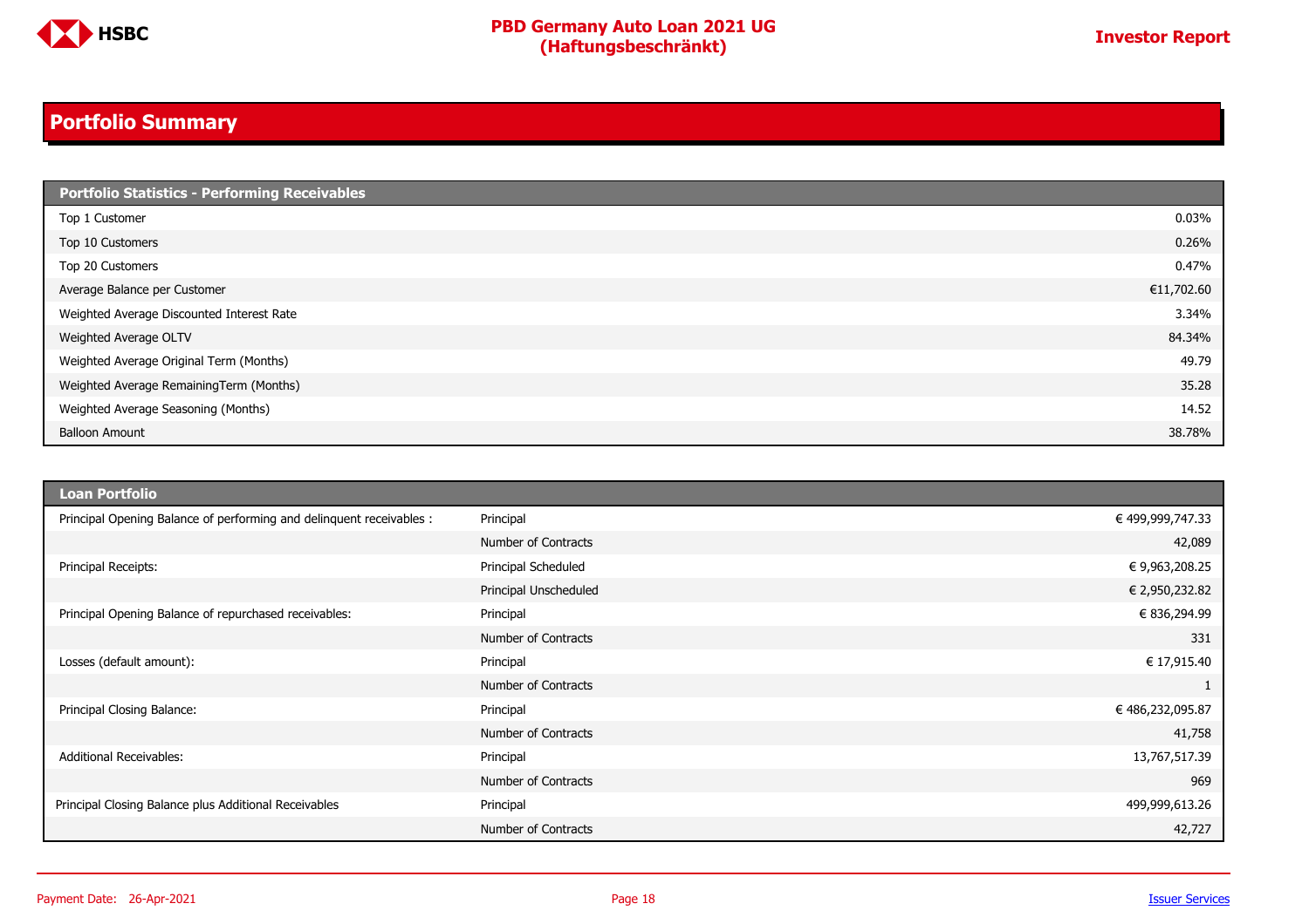## Portfolio Summary

| Portfolio Statistics - Performing Receivables | |
|---|---|
| Top 1 Customer | 0.03% |
| Top 10 Customers | 0.26% |
| Top 20 Customers | 0.47% |
| Average Balance per Customer | €11,702.60 |
| Weighted Average Discounted Interest Rate | 3.34% |
| Weighted Average OLTV | 84.34% |
| Weighted Average Original Term (Months) | 49.79 |
| Weighted Average RemainingTerm (Months) | 35.28 |
| Weighted Average Seasoning (Months) | 14.52 |
| Balloon Amount | 38.78% |

| Loan Portfolio | | |
|---|---|---|
| Principal Opening Balance of performing and delinquent receivables : | Principal | € 499,999,747.33 |
| | Number of Contracts | 42,089 |
| Principal Receipts: | Principal Scheduled | € 9,963,208.25 |
| | Principal Unscheduled | € 2,950,232.82 |
| Principal Opening Balance of repurchased receivables: | Principal | € 836,294.99 |
| | Number of Contracts | 331 |
| Losses (default amount): | Principal | € 17,915.40 |
| | Number of Contracts | 1 |
| Principal Closing Balance: | Principal | € 486,232,095.87 |
| | Number of Contracts | 41,758 |
| Additional Receivables: | Principal | 13,767,517.39 |
| | Number of Contracts | 969 |
| Principal Closing Balance plus Additional Receivables | Principal | 499,999,613.26 |
| | Number of Contracts | 42,727 |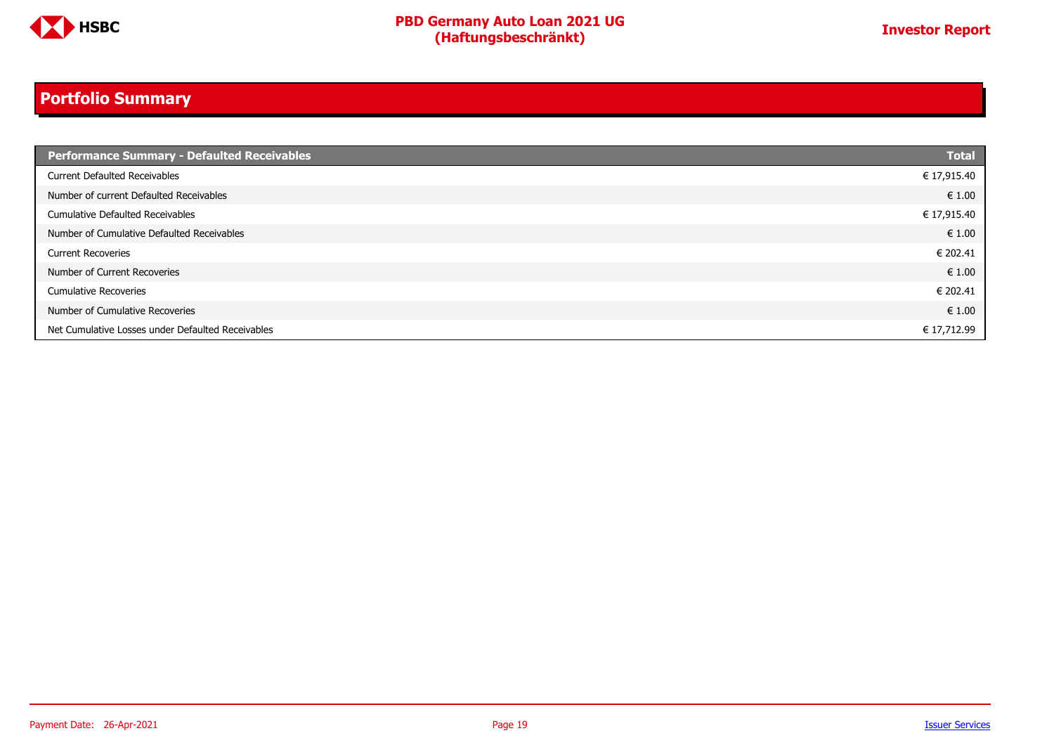## Portfolio Summary

| Performance Summary - Defaulted Receivables | Total |
|---|---|
| Current Defaulted Receivables | € 17,915.40 |
| Number of current Defaulted Receivables | € 1.00 |
| Cumulative Defaulted Receivables | € 17,915.40 |
| Number of Cumulative Defaulted Receivables | € 1.00 |
| Current Recoveries | € 202.41 |
| Number of Current Recoveries | € 1.00 |
| Cumulative Recoveries | € 202.41 |
| Number of Cumulative Recoveries | € 1.00 |
| Net Cumulative Losses under Defaulted Receivables | € 17,712.99 |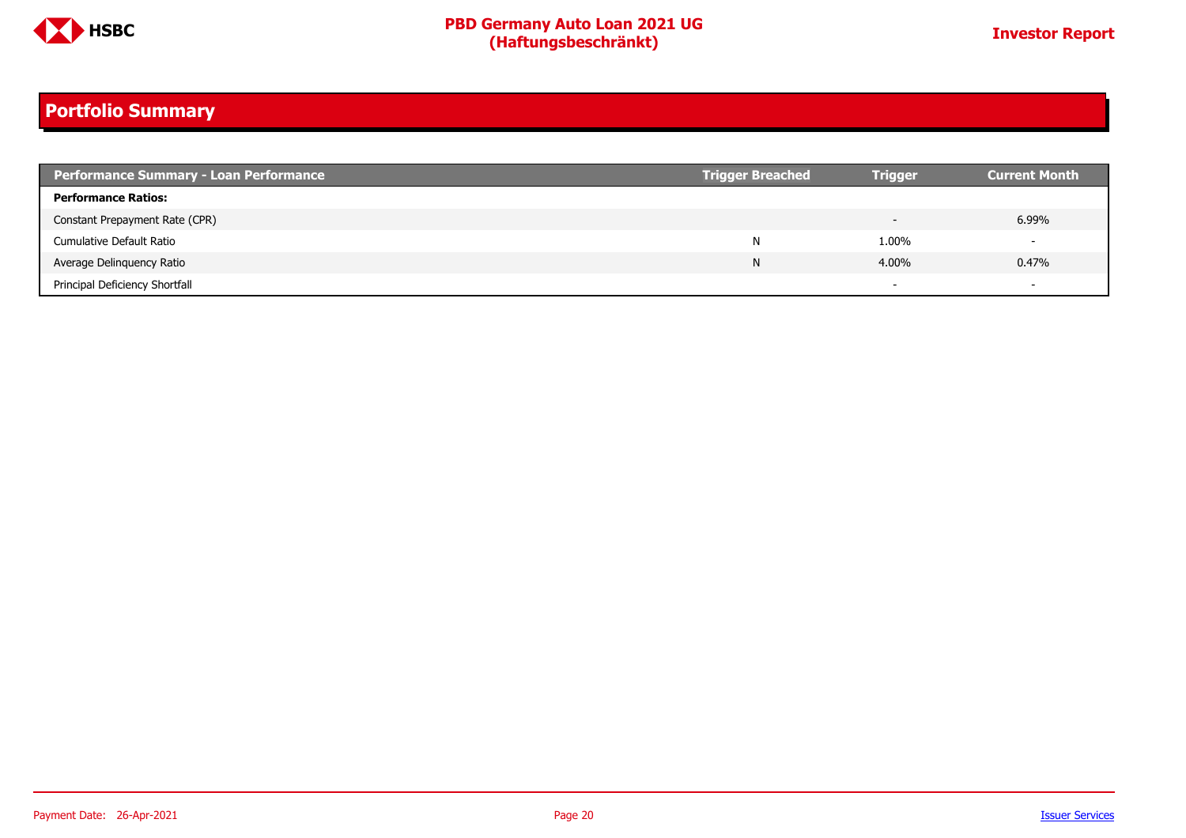## Portfolio Summary

| Performance Summary - Loan Performance | Trigger Breached | Trigger | Current Month |
|---|---|---|---|
| **Performance Ratios:** | | | |
| Constant Prepayment Rate (CPR) | | - | 6.99% |
| Cumulative Default Ratio | N | 1.00% | - |
| Average Delinquency Ratio | N | 4.00% | 0.47% |
| Principal Deficiency Shortfall | | - | - |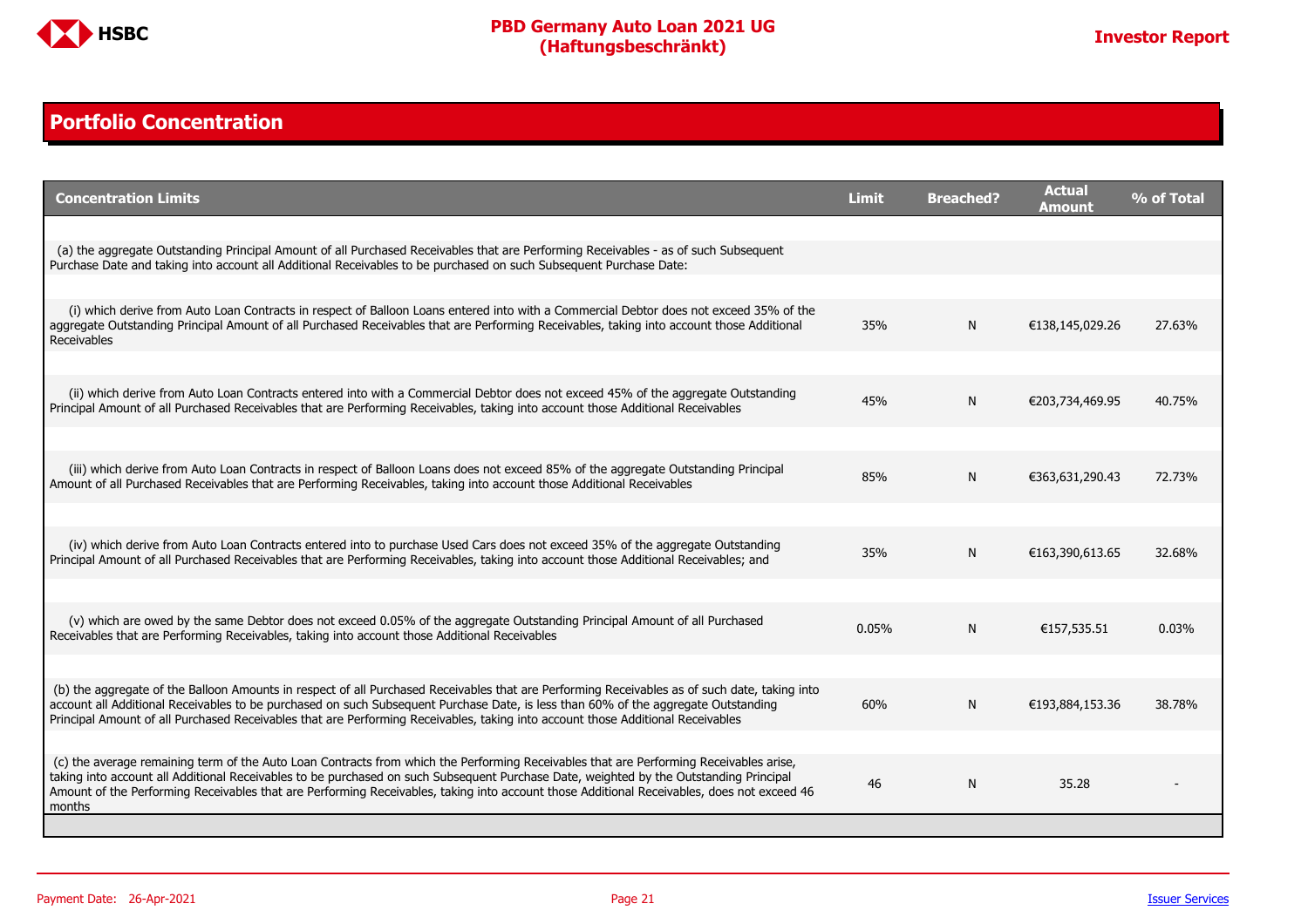## Portfolio Concentration

| Concentration Limits | Limit | Breached? | Actual Amount | % of Total |
|---|---|---|---|---|
| (a) the aggregate Outstanding Principal Amount of all Purchased Receivables that are Performing Receivables - as of such Subsequent Purchase Date and taking into account all Additional Receivables to be purchased on such Subsequent Purchase Date: | | | | |
| (i) which derive from Auto Loan Contracts in respect of Balloon Loans entered into with a Commercial Debtor does not exceed 35% of the aggregate Outstanding Principal Amount of all Purchased Receivables that are Performing Receivables, taking into account those Additional Receivables | 35% | N | €138,145,029.26 | 27.63% |
| (ii) which derive from Auto Loan Contracts entered into with a Commercial Debtor does not exceed 45% of the aggregate Outstanding Principal Amount of all Purchased Receivables that are Performing Receivables, taking into account those Additional Receivables | 45% | N | €203,734,469.95 | 40.75% |
| (iii) which derive from Auto Loan Contracts in respect of Balloon Loans does not exceed 85% of the aggregate Outstanding Principal Amount of all Purchased Receivables that are Performing Receivables, taking into account those Additional Receivables | 85% | N | €363,631,290.43 | 72.73% |
| (iv) which derive from Auto Loan Contracts entered into to purchase Used Cars does not exceed 35% of the aggregate Outstanding Principal Amount of all Purchased Receivables that are Performing Receivables, taking into account those Additional Receivables; and | 35% | N | €163,390,613.65 | 32.68% |
| (v) which are owed by the same Debtor does not exceed 0.05% of the aggregate Outstanding Principal Amount of all Purchased Receivables that are Performing Receivables, taking into account those Additional Receivables | 0.05% | N | €157,535.51 | 0.03% |
| (b) the aggregate of the Balloon Amounts in respect of all Purchased Receivables that are Performing Receivables as of such date, taking into account all Additional Receivables to be purchased on such Subsequent Purchase Date, is less than 60% of the aggregate Outstanding Principal Amount of all Purchased Receivables that are Performing Receivables, taking into account those Additional Receivables | 60% | N | €193,884,153.36 | 38.78% |
| (c) the average remaining term of the Auto Loan Contracts from which the Performing Receivables that are Performing Receivables arise, taking into account all Additional Receivables to be purchased on such Subsequent Purchase Date, weighted by the Outstanding Principal Amount of the Performing Receivables that are Performing Receivables, taking into account those Additional Receivables, does not exceed 46 months | 46 | N | 35.28 | - |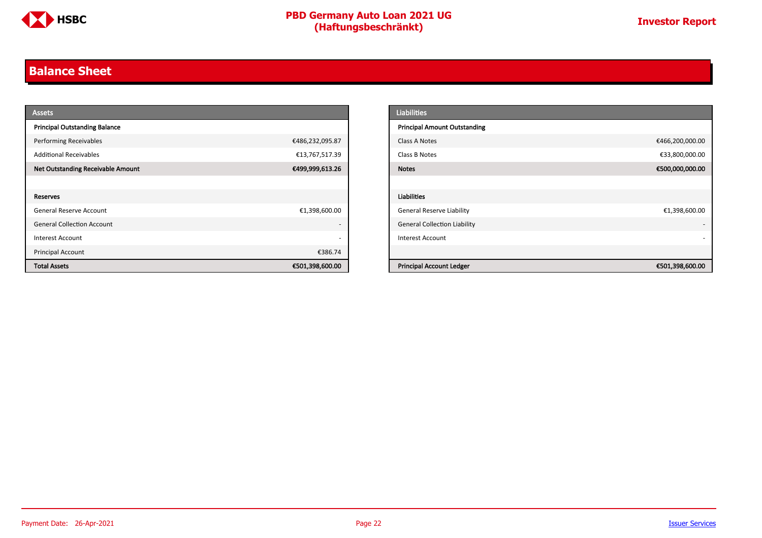## Balance Sheet

| Assets | |
|---|---|
| **Principal Outstanding Balance** | |
| Performing Receivables | €486,232,095.87 |
| Additional Receivables | €13,767,517.39 |
| **Net Outstanding Receivable Amount** | **€499,999,613.26** |
| | |
| **Reserves** | |
| General Reserve Account | €1,398,600.00 |
| General Collection Account | - |
| Interest Account | - |
| Principal Account | €386.74 |
| **Total Assets** | **€501,398,600.00** |

| Liabilities | |
|---|---|
| **Principal Amount Outstanding** | |
| Class A Notes | €466,200,000.00 |
| Class B Notes | €33,800,000.00 |
| **Notes** | **€500,000,000.00** |
| | |
| **Liabilities** | |
| General Reserve Liability | €1,398,600.00 |
| General Collection Liability | - |
| Interest Account | - |
| | |
| **Principal Account Ledger** | **€501,398,600.00** |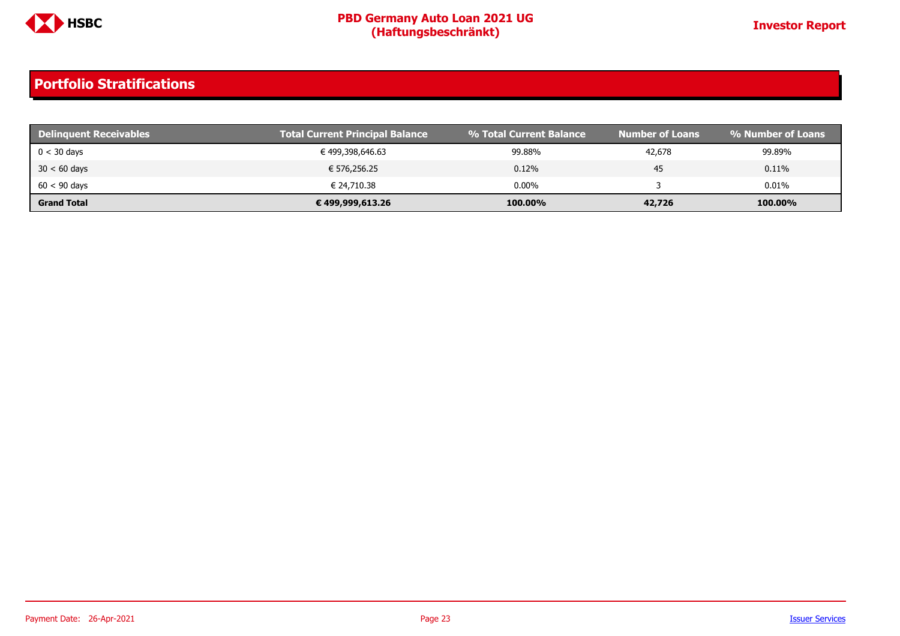## Portfolio Stratifications

| Delinquent Receivables | Total Current Principal Balance | % Total Current Balance | Number of Loans | % Number of Loans |
|---|---|---|---|---|
| 0 < 30 days | € 499,398,646.63 | 99.88% | 42,678 | 99.89% |
| 30 < 60 days | € 576,256.25 | 0.12% | 45 | 0.11% |
| 60 < 90 days | € 24,710.38 | 0.00% | 3 | 0.01% |
| **Grand Total** | **€ 499,999,613.26** | **100.00%** | **42,726** | **100.00%** |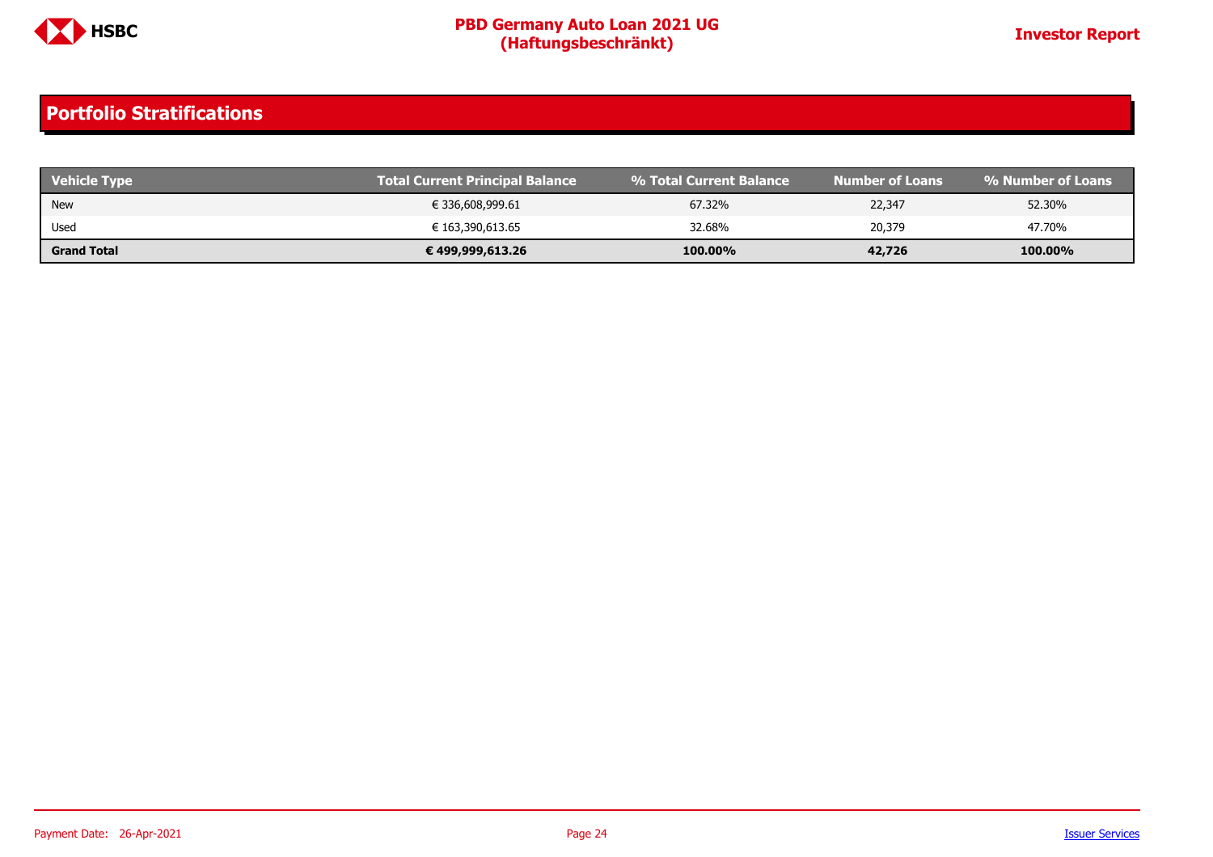## Portfolio Stratifications

| Vehicle Type | Total Current Principal Balance | % Total Current Balance | Number of Loans | % Number of Loans |
|---|---|---|---|---|
| New | € 336,608,999.61 | 67.32% | 22,347 | 52.30% |
| Used | € 163,390,613.65 | 32.68% | 20,379 | 47.70% |
| **Grand Total** | **€ 499,999,613.26** | **100.00%** | **42,726** | **100.00%** |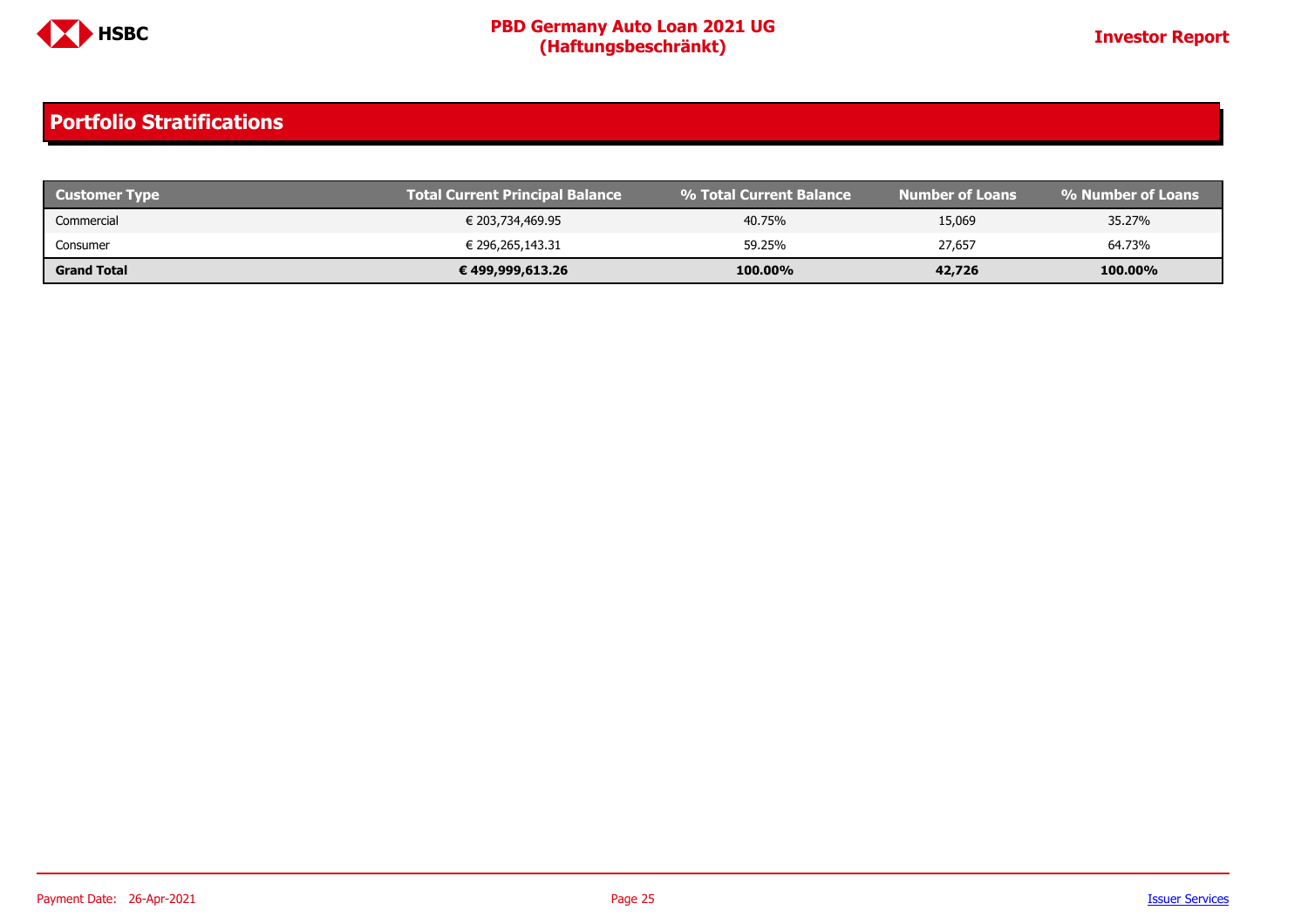## Portfolio Stratifications

| Customer Type | Total Current Principal Balance | % Total Current Balance | Number of Loans | % Number of Loans |
|---|---|---|---|---|
| Commercial | € 203,734,469.95 | 40.75% | 15,069 | 35.27% |
| Consumer | € 296,265,143.31 | 59.25% | 27,657 | 64.73% |
| **Grand Total** | **€ 499,999,613.26** | **100.00%** | **42,726** | **100.00%** |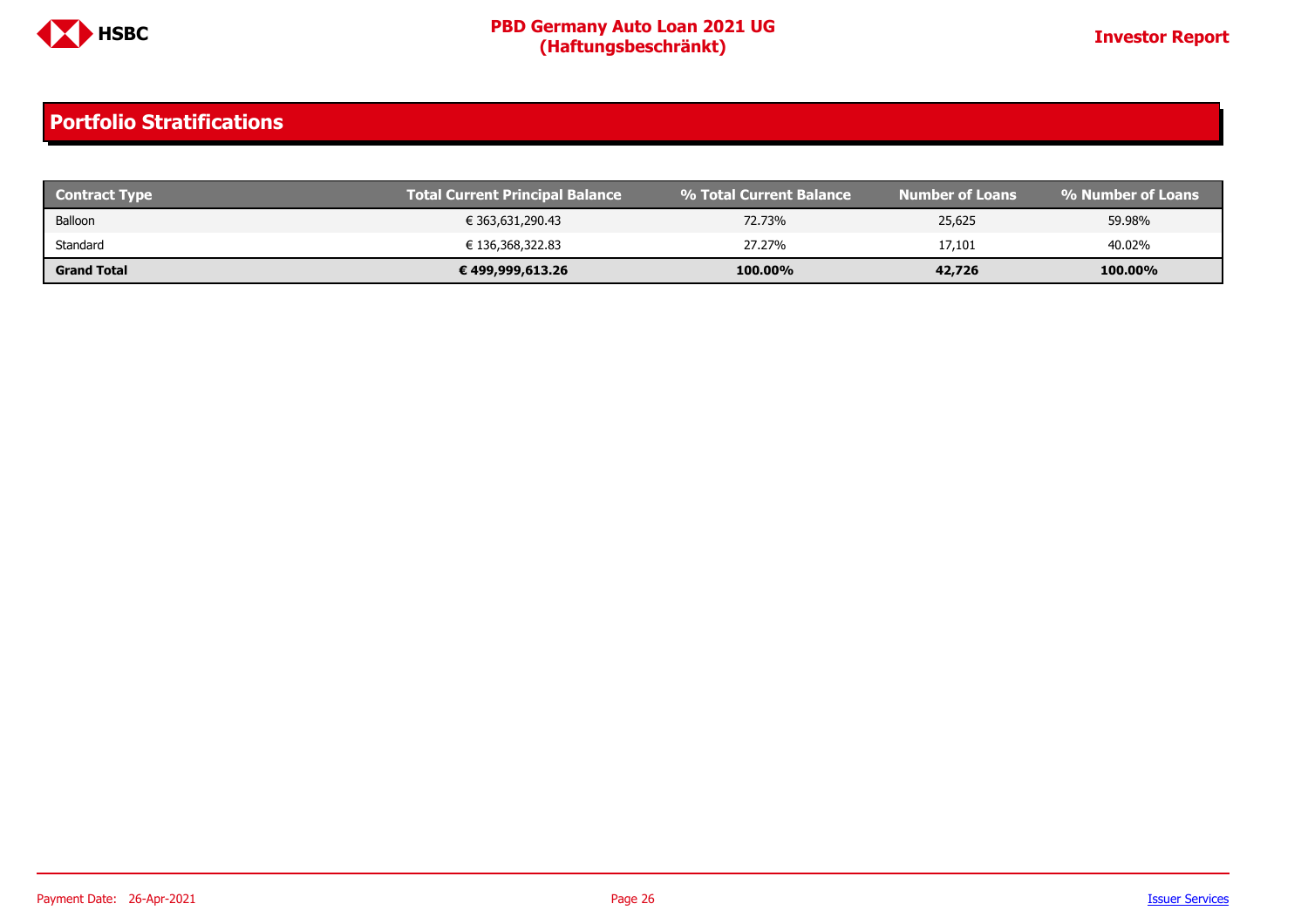## Portfolio Stratifications

| Contract Type | Total Current Principal Balance | % Total Current Balance | Number of Loans | % Number of Loans |
|---|---|---|---|---|
| Balloon | € 363,631,290.43 | 72.73% | 25,625 | 59.98% |
| Standard | € 136,368,322.83 | 27.27% | 17,101 | 40.02% |
| **Grand Total** | **€ 499,999,613.26** | **100.00%** | **42,726** | **100.00%** |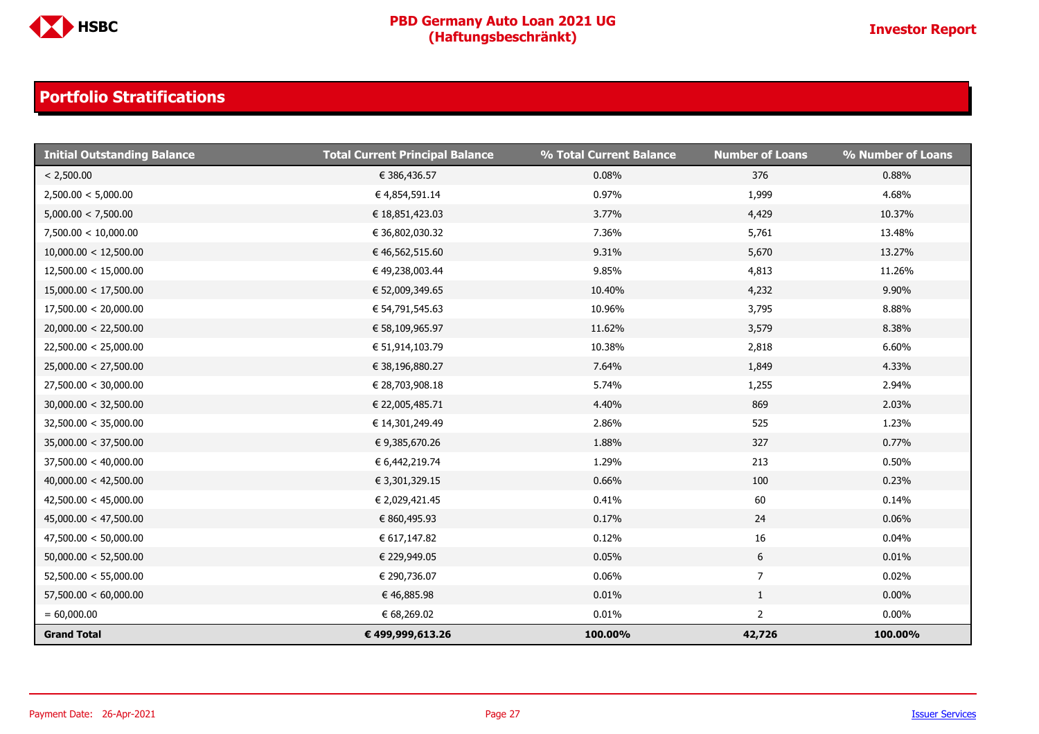## Portfolio Stratifications

| Initial Outstanding Balance | Total Current Principal Balance | % Total Current Balance | Number of Loans | % Number of Loans |
|---|---|---|---|---|
| < 2,500.00 | € 386,436.57 | 0.08% | 376 | 0.88% |
| 2,500.00 < 5,000.00 | € 4,854,591.14 | 0.97% | 1,999 | 4.68% |
| 5,000.00 < 7,500.00 | € 18,851,423.03 | 3.77% | 4,429 | 10.37% |
| 7,500.00 < 10,000.00 | € 36,802,030.32 | 7.36% | 5,761 | 13.48% |
| 10,000.00 < 12,500.00 | € 46,562,515.60 | 9.31% | 5,670 | 13.27% |
| 12,500.00 < 15,000.00 | € 49,238,003.44 | 9.85% | 4,813 | 11.26% |
| 15,000.00 < 17,500.00 | € 52,009,349.65 | 10.40% | 4,232 | 9.90% |
| 17,500.00 < 20,000.00 | € 54,791,545.63 | 10.96% | 3,795 | 8.88% |
| 20,000.00 < 22,500.00 | € 58,109,965.97 | 11.62% | 3,579 | 8.38% |
| 22,500.00 < 25,000.00 | € 51,914,103.79 | 10.38% | 2,818 | 6.60% |
| 25,000.00 < 27,500.00 | € 38,196,880.27 | 7.64% | 1,849 | 4.33% |
| 27,500.00 < 30,000.00 | € 28,703,908.18 | 5.74% | 1,255 | 2.94% |
| 30,000.00 < 32,500.00 | € 22,005,485.71 | 4.40% | 869 | 2.03% |
| 32,500.00 < 35,000.00 | € 14,301,249.49 | 2.86% | 525 | 1.23% |
| 35,000.00 < 37,500.00 | € 9,385,670.26 | 1.88% | 327 | 0.77% |
| 37,500.00 < 40,000.00 | € 6,442,219.74 | 1.29% | 213 | 0.50% |
| 40,000.00 < 42,500.00 | € 3,301,329.15 | 0.66% | 100 | 0.23% |
| 42,500.00 < 45,000.00 | € 2,029,421.45 | 0.41% | 60 | 0.14% |
| 45,000.00 < 47,500.00 | € 860,495.93 | 0.17% | 24 | 0.06% |
| 47,500.00 < 50,000.00 | € 617,147.82 | 0.12% | 16 | 0.04% |
| 50,000.00 < 52,500.00 | € 229,949.05 | 0.05% | 6 | 0.01% |
| 52,500.00 < 55,000.00 | € 290,736.07 | 0.06% | 7 | 0.02% |
| 57,500.00 < 60,000.00 | € 46,885.98 | 0.01% | 1 | 0.00% |
| = 60,000.00 | € 68,269.02 | 0.01% | 2 | 0.00% |
| **Grand Total** | **€ 499,999,613.26** | **100.00%** | **42,726** | **100.00%** |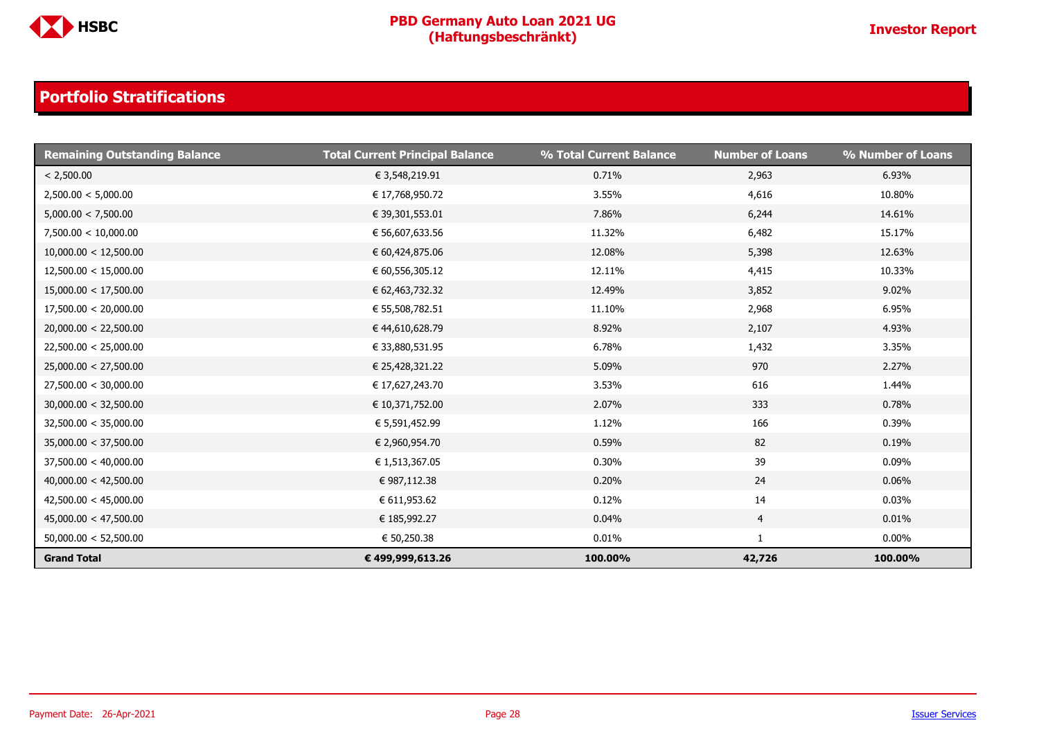## Portfolio Stratifications

| Remaining Outstanding Balance | Total Current Principal Balance | % Total Current Balance | Number of Loans | % Number of Loans |
|---|---|---|---|---|
| < 2,500.00 | € 3,548,219.91 | 0.71% | 2,963 | 6.93% |
| 2,500.00 < 5,000.00 | € 17,768,950.72 | 3.55% | 4,616 | 10.80% |
| 5,000.00 < 7,500.00 | € 39,301,553.01 | 7.86% | 6,244 | 14.61% |
| 7,500.00 < 10,000.00 | € 56,607,633.56 | 11.32% | 6,482 | 15.17% |
| 10,000.00 < 12,500.00 | € 60,424,875.06 | 12.08% | 5,398 | 12.63% |
| 12,500.00 < 15,000.00 | € 60,556,305.12 | 12.11% | 4,415 | 10.33% |
| 15,000.00 < 17,500.00 | € 62,463,732.32 | 12.49% | 3,852 | 9.02% |
| 17,500.00 < 20,000.00 | € 55,508,782.51 | 11.10% | 2,968 | 6.95% |
| 20,000.00 < 22,500.00 | € 44,610,628.79 | 8.92% | 2,107 | 4.93% |
| 22,500.00 < 25,000.00 | € 33,880,531.95 | 6.78% | 1,432 | 3.35% |
| 25,000.00 < 27,500.00 | € 25,428,321.22 | 5.09% | 970 | 2.27% |
| 27,500.00 < 30,000.00 | € 17,627,243.70 | 3.53% | 616 | 1.44% |
| 30,000.00 < 32,500.00 | € 10,371,752.00 | 2.07% | 333 | 0.78% |
| 32,500.00 < 35,000.00 | € 5,591,452.99 | 1.12% | 166 | 0.39% |
| 35,000.00 < 37,500.00 | € 2,960,954.70 | 0.59% | 82 | 0.19% |
| 37,500.00 < 40,000.00 | € 1,513,367.05 | 0.30% | 39 | 0.09% |
| 40,000.00 < 42,500.00 | € 987,112.38 | 0.20% | 24 | 0.06% |
| 42,500.00 < 45,000.00 | € 611,953.62 | 0.12% | 14 | 0.03% |
| 45,000.00 < 47,500.00 | € 185,992.27 | 0.04% | 4 | 0.01% |
| 50,000.00 < 52,500.00 | € 50,250.38 | 0.01% | 1 | 0.00% |
| **Grand Total** | **€ 499,999,613.26** | **100.00%** | **42,726** | **100.00%** |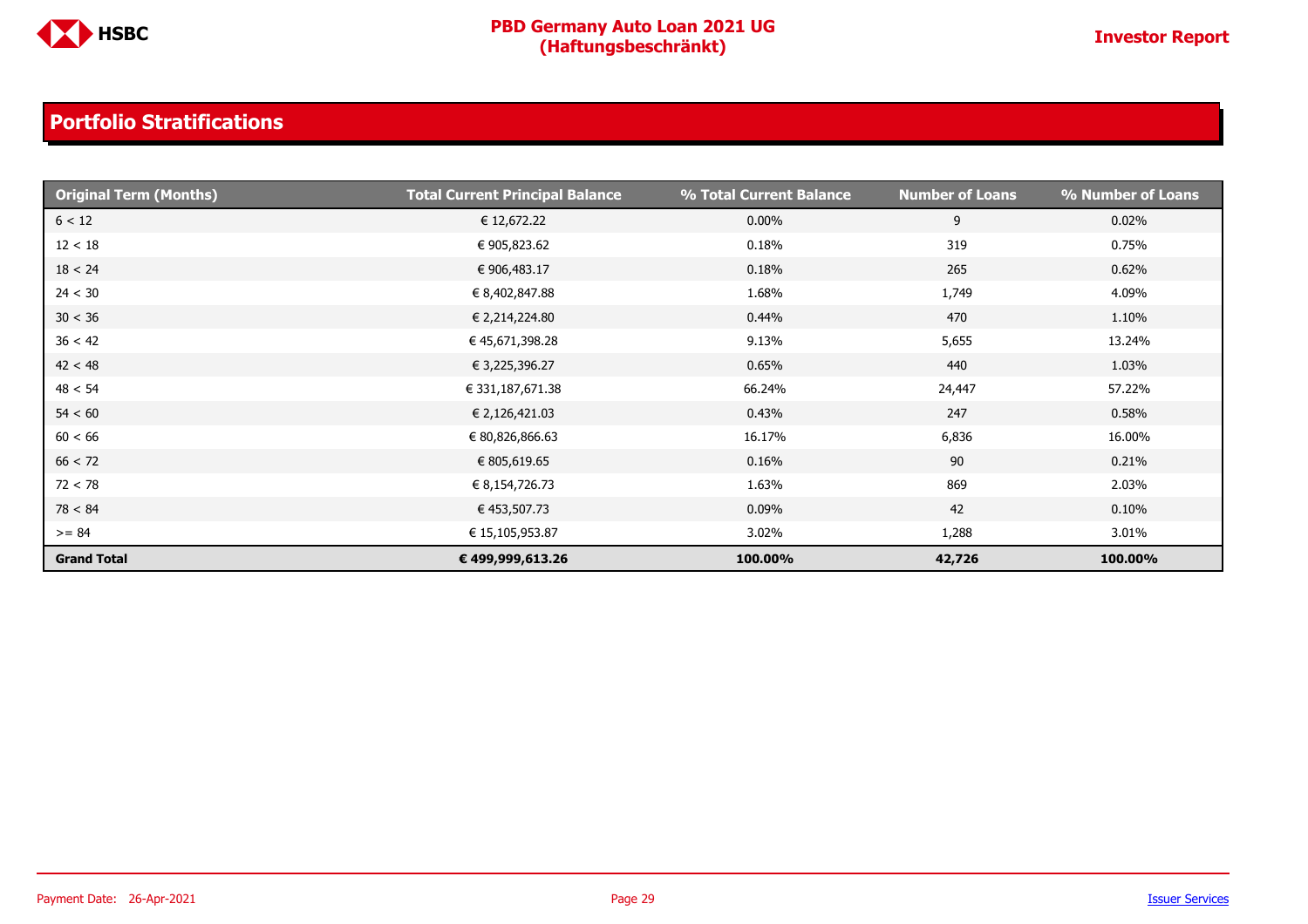## Portfolio Stratifications

| Original Term (Months) | Total Current Principal Balance | % Total Current Balance | Number of Loans | % Number of Loans |
|---|---|---|---|---|
| 6 < 12 | € 12,672.22 | 0.00% | 9 | 0.02% |
| 12 < 18 | € 905,823.62 | 0.18% | 319 | 0.75% |
| 18 < 24 | € 906,483.17 | 0.18% | 265 | 0.62% |
| 24 < 30 | € 8,402,847.88 | 1.68% | 1,749 | 4.09% |
| 30 < 36 | € 2,214,224.80 | 0.44% | 470 | 1.10% |
| 36 < 42 | € 45,671,398.28 | 9.13% | 5,655 | 13.24% |
| 42 < 48 | € 3,225,396.27 | 0.65% | 440 | 1.03% |
| 48 < 54 | € 331,187,671.38 | 66.24% | 24,447 | 57.22% |
| 54 < 60 | € 2,126,421.03 | 0.43% | 247 | 0.58% |
| 60 < 66 | € 80,826,866.63 | 16.17% | 6,836 | 16.00% |
| 66 < 72 | € 805,619.65 | 0.16% | 90 | 0.21% |
| 72 < 78 | € 8,154,726.73 | 1.63% | 869 | 2.03% |
| 78 < 84 | € 453,507.73 | 0.09% | 42 | 0.10% |
| >= 84 | € 15,105,953.87 | 3.02% | 1,288 | 3.01% |
| **Grand Total** | **€ 499,999,613.26** | **100.00%** | **42,726** | **100.00%** |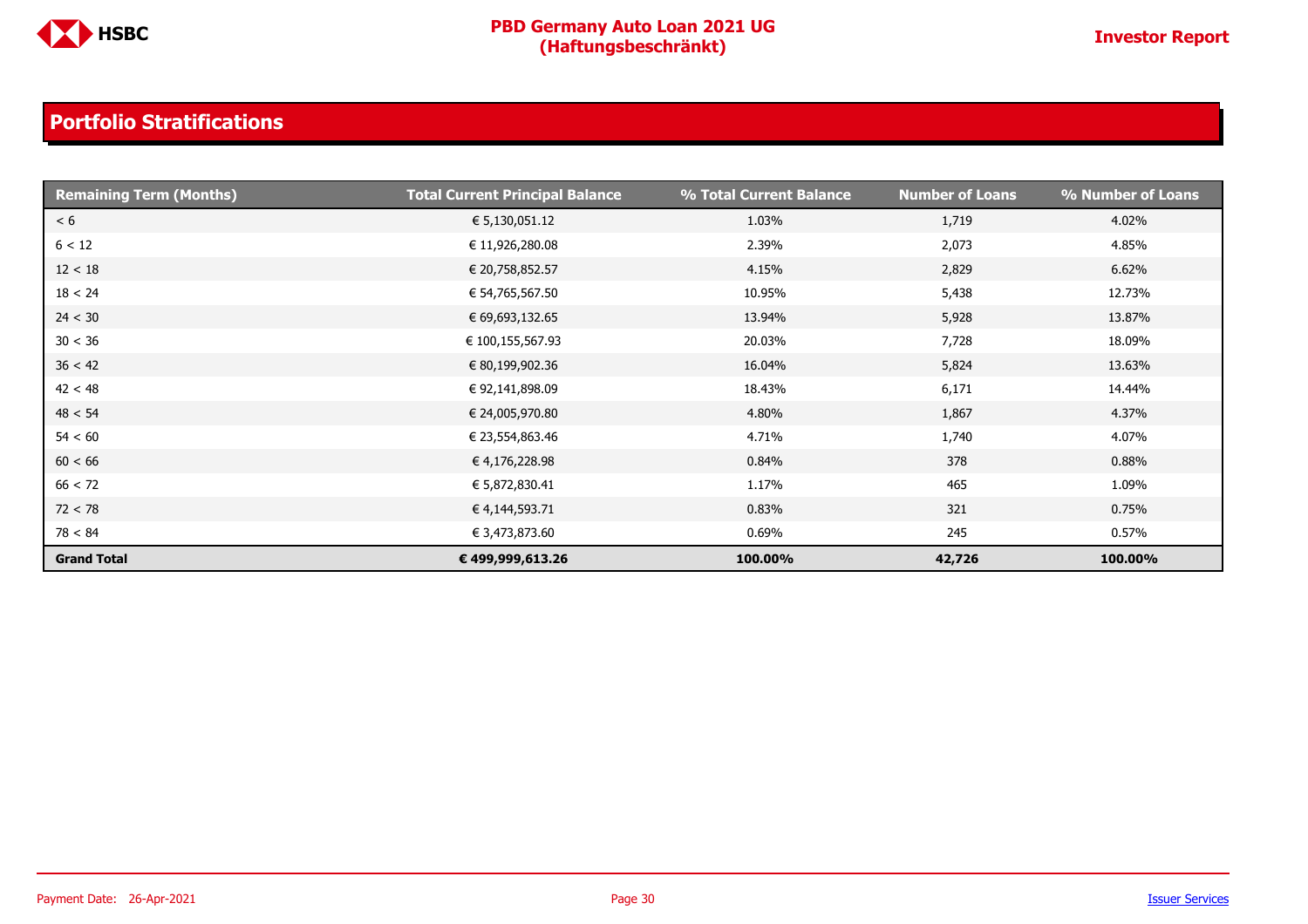## Portfolio Stratifications

| Remaining Term (Months) | Total Current Principal Balance | % Total Current Balance | Number of Loans | % Number of Loans |
|---|---|---|---|---|
| < 6 | € 5,130,051.12 | 1.03% | 1,719 | 4.02% |
| 6 < 12 | € 11,926,280.08 | 2.39% | 2,073 | 4.85% |
| 12 < 18 | € 20,758,852.57 | 4.15% | 2,829 | 6.62% |
| 18 < 24 | € 54,765,567.50 | 10.95% | 5,438 | 12.73% |
| 24 < 30 | € 69,693,132.65 | 13.94% | 5,928 | 13.87% |
| 30 < 36 | € 100,155,567.93 | 20.03% | 7,728 | 18.09% |
| 36 < 42 | € 80,199,902.36 | 16.04% | 5,824 | 13.63% |
| 42 < 48 | € 92,141,898.09 | 18.43% | 6,171 | 14.44% |
| 48 < 54 | € 24,005,970.80 | 4.80% | 1,867 | 4.37% |
| 54 < 60 | € 23,554,863.46 | 4.71% | 1,740 | 4.07% |
| 60 < 66 | € 4,176,228.98 | 0.84% | 378 | 0.88% |
| 66 < 72 | € 5,872,830.41 | 1.17% | 465 | 1.09% |
| 72 < 78 | € 4,144,593.71 | 0.83% | 321 | 0.75% |
| 78 < 84 | € 3,473,873.60 | 0.69% | 245 | 0.57% |
| **Grand Total** | **€ 499,999,613.26** | **100.00%** | **42,726** | **100.00%** |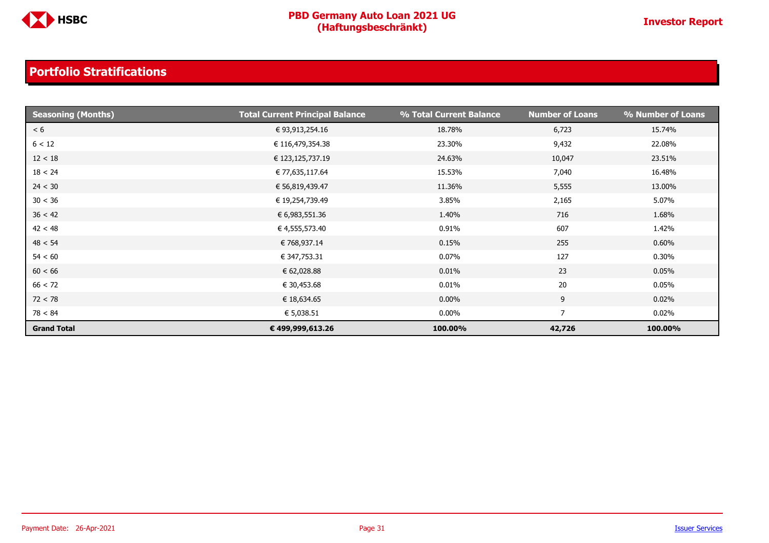## Portfolio Stratifications

| Seasoning (Months) | Total Current Principal Balance | % Total Current Balance | Number of Loans | % Number of Loans |
|---|---|---|---|---|
| < 6 | € 93,913,254.16 | 18.78% | 6,723 | 15.74% |
| 6 < 12 | € 116,479,354.38 | 23.30% | 9,432 | 22.08% |
| 12 < 18 | € 123,125,737.19 | 24.63% | 10,047 | 23.51% |
| 18 < 24 | € 77,635,117.64 | 15.53% | 7,040 | 16.48% |
| 24 < 30 | € 56,819,439.47 | 11.36% | 5,555 | 13.00% |
| 30 < 36 | € 19,254,739.49 | 3.85% | 2,165 | 5.07% |
| 36 < 42 | € 6,983,551.36 | 1.40% | 716 | 1.68% |
| 42 < 48 | € 4,555,573.40 | 0.91% | 607 | 1.42% |
| 48 < 54 | € 768,937.14 | 0.15% | 255 | 0.60% |
| 54 < 60 | € 347,753.31 | 0.07% | 127 | 0.30% |
| 60 < 66 | € 62,028.88 | 0.01% | 23 | 0.05% |
| 66 < 72 | € 30,453.68 | 0.01% | 20 | 0.05% |
| 72 < 78 | € 18,634.65 | 0.00% | 9 | 0.02% |
| 78 < 84 | € 5,038.51 | 0.00% | 7 | 0.02% |
| **Grand Total** | **€ 499,999,613.26** | **100.00%** | **42,726** | **100.00%** |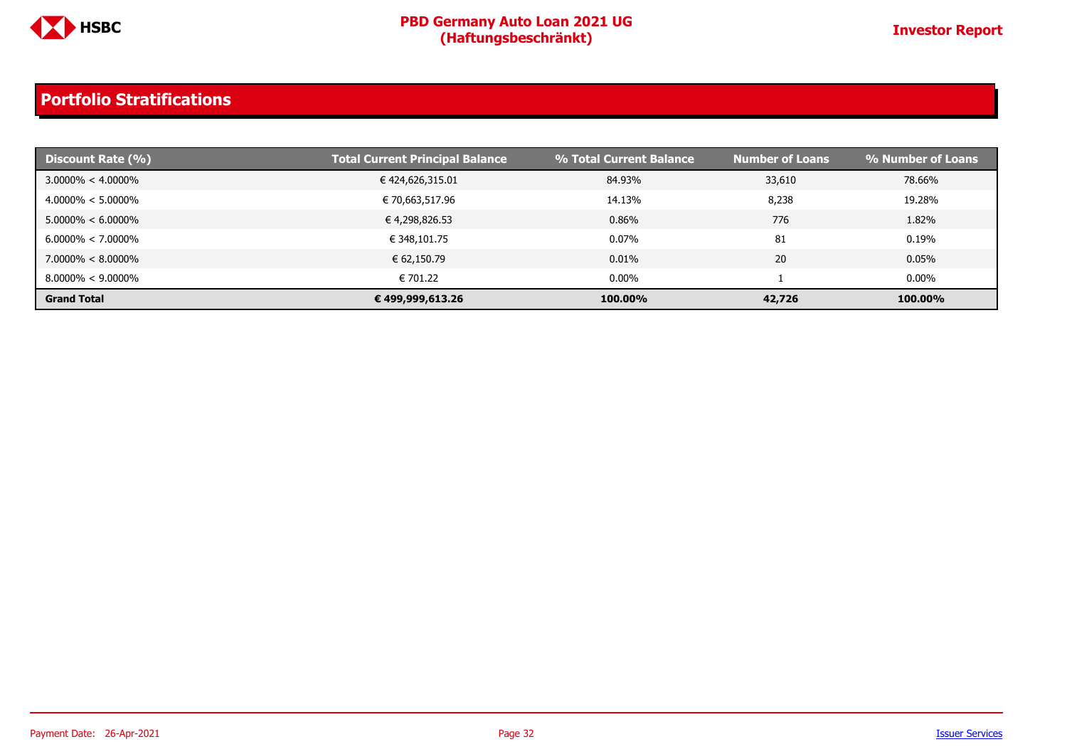## Portfolio Stratifications

| Discount Rate (%) | Total Current Principal Balance | % Total Current Balance | Number of Loans | % Number of Loans |
|---|---|---|---|---|
| 3.0000% < 4.0000% | € 424,626,315.01 | 84.93% | 33,610 | 78.66% |
| 4.0000% < 5.0000% | € 70,663,517.96 | 14.13% | 8,238 | 19.28% |
| 5.0000% < 6.0000% | € 4,298,826.53 | 0.86% | 776 | 1.82% |
| 6.0000% < 7.0000% | € 348,101.75 | 0.07% | 81 | 0.19% |
| 7.0000% < 8.0000% | € 62,150.79 | 0.01% | 20 | 0.05% |
| 8.0000% < 9.0000% | € 701.22 | 0.00% | 1 | 0.00% |
| **Grand Total** | **€ 499,999,613.26** | **100.00%** | **42,726** | **100.00%** |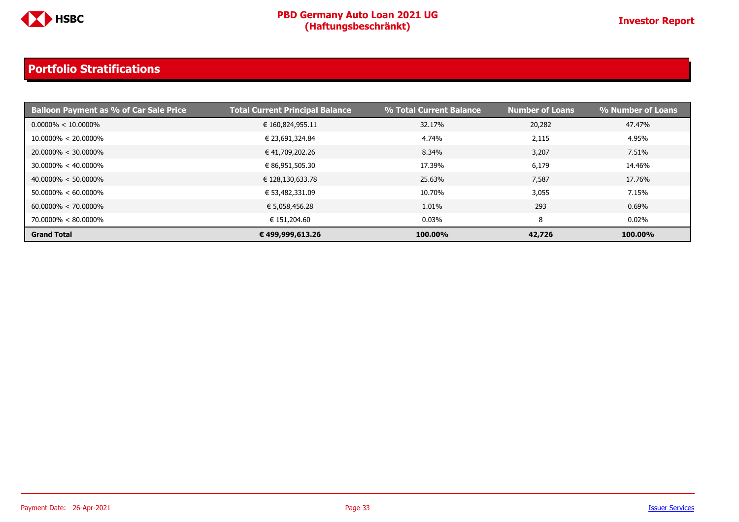## Portfolio Stratifications

| Balloon Payment as % of Car Sale Price | Total Current Principal Balance | % Total Current Balance | Number of Loans | % Number of Loans |
|---|---|---|---|---|
| 0.0000% < 10.0000% | € 160,824,955.11 | 32.17% | 20,282 | 47.47% |
| 10.0000% < 20.0000% | € 23,691,324.84 | 4.74% | 2,115 | 4.95% |
| 20.0000% < 30.0000% | € 41,709,202.26 | 8.34% | 3,207 | 7.51% |
| 30.0000% < 40.0000% | € 86,951,505.30 | 17.39% | 6,179 | 14.46% |
| 40.0000% < 50.0000% | € 128,130,633.78 | 25.63% | 7,587 | 17.76% |
| 50.0000% < 60.0000% | € 53,482,331.09 | 10.70% | 3,055 | 7.15% |
| 60.0000% < 70.0000% | € 5,058,456.28 | 1.01% | 293 | 0.69% |
| 70.0000% < 80.0000% | € 151,204.60 | 0.03% | 8 | 0.02% |
| **Grand Total** | **€ 499,999,613.26** | **100.00%** | **42,726** | **100.00%** |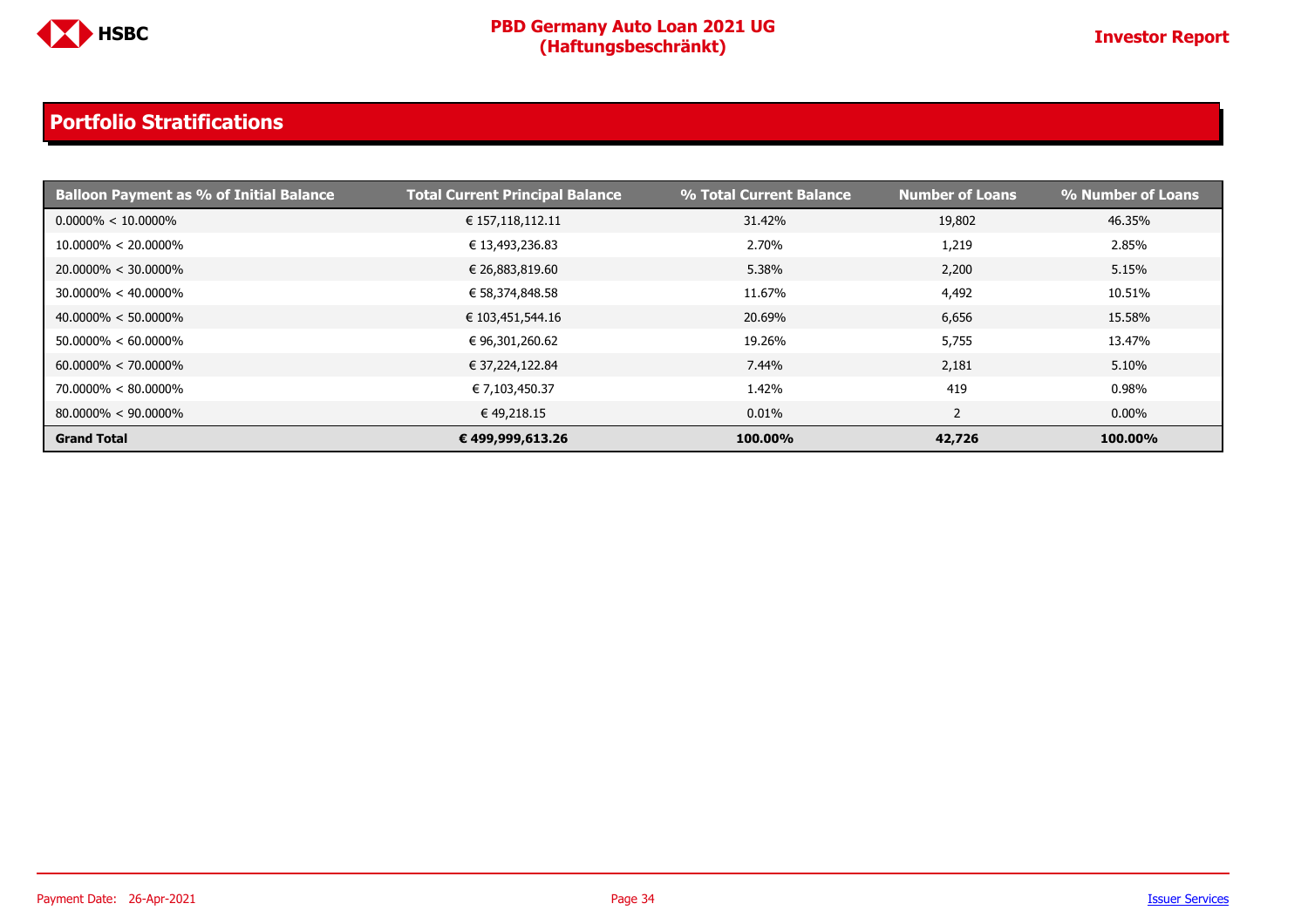## Portfolio Stratifications

| Balloon Payment as % of Initial Balance | Total Current Principal Balance | % Total Current Balance | Number of Loans | % Number of Loans |
|---|---|---|---|---|
| 0.0000% < 10.0000% | € 157,118,112.11 | 31.42% | 19,802 | 46.35% |
| 10.0000% < 20.0000% | € 13,493,236.83 | 2.70% | 1,219 | 2.85% |
| 20.0000% < 30.0000% | € 26,883,819.60 | 5.38% | 2,200 | 5.15% |
| 30.0000% < 40.0000% | € 58,374,848.58 | 11.67% | 4,492 | 10.51% |
| 40.0000% < 50.0000% | € 103,451,544.16 | 20.69% | 6,656 | 15.58% |
| 50.0000% < 60.0000% | € 96,301,260.62 | 19.26% | 5,755 | 13.47% |
| 60.0000% < 70.0000% | € 37,224,122.84 | 7.44% | 2,181 | 5.10% |
| 70.0000% < 80.0000% | € 7,103,450.37 | 1.42% | 419 | 0.98% |
| 80.0000% < 90.0000% | € 49,218.15 | 0.01% | 2 | 0.00% |
| **Grand Total** | **€ 499,999,613.26** | **100.00%** | **42,726** | **100.00%** |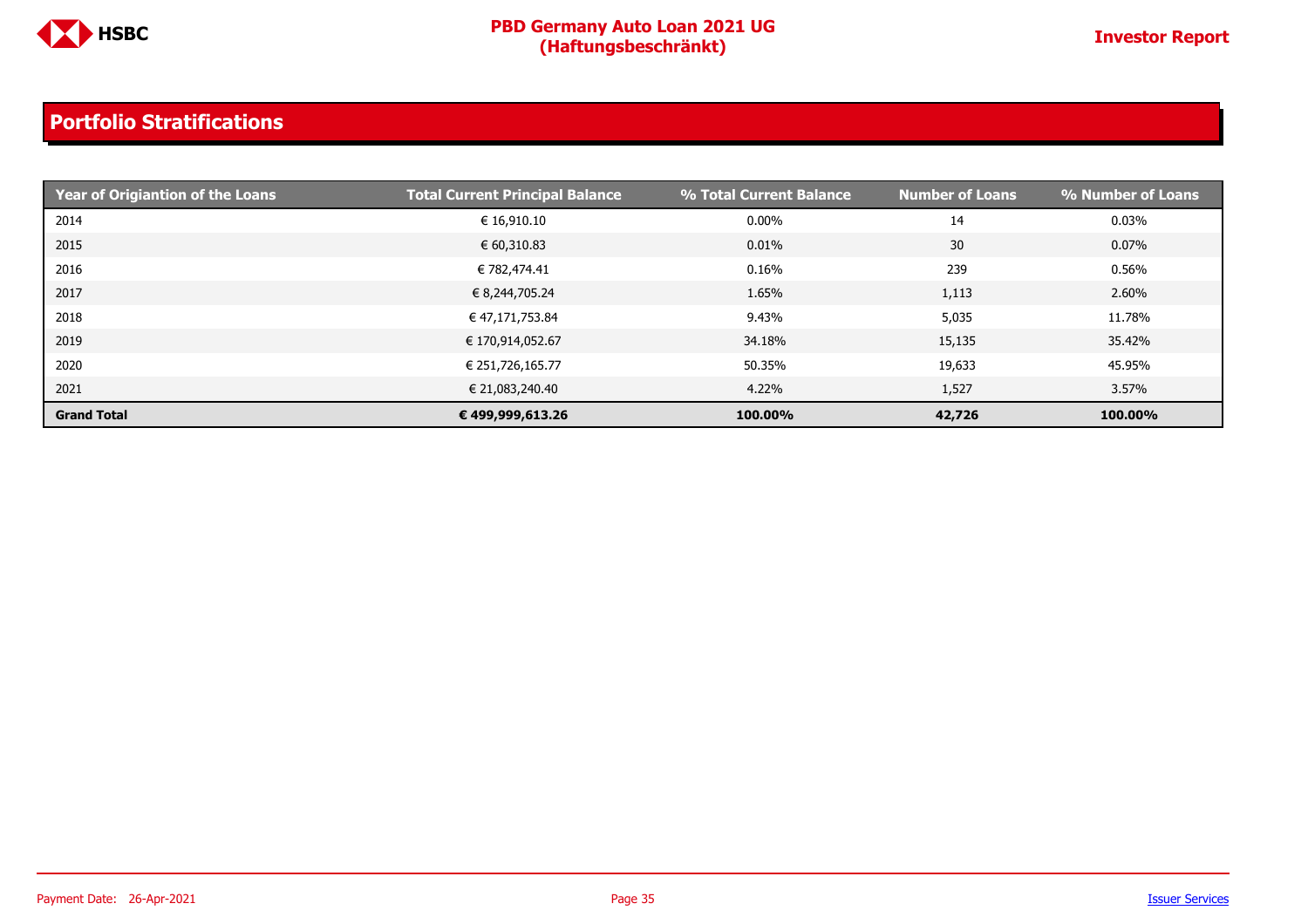## Portfolio Stratifications

| Year of Origiantion of the Loans | Total Current Principal Balance | % Total Current Balance | Number of Loans | % Number of Loans |
|---|---|---|---|---|
| 2014 | € 16,910.10 | 0.00% | 14 | 0.03% |
| 2015 | € 60,310.83 | 0.01% | 30 | 0.07% |
| 2016 | € 782,474.41 | 0.16% | 239 | 0.56% |
| 2017 | € 8,244,705.24 | 1.65% | 1,113 | 2.60% |
| 2018 | € 47,171,753.84 | 9.43% | 5,035 | 11.78% |
| 2019 | € 170,914,052.67 | 34.18% | 15,135 | 35.42% |
| 2020 | € 251,726,165.77 | 50.35% | 19,633 | 45.95% |
| 2021 | € 21,083,240.40 | 4.22% | 1,527 | 3.57% |
| **Grand Total** | **€ 499,999,613.26** | **100.00%** | **42,726** | **100.00%** |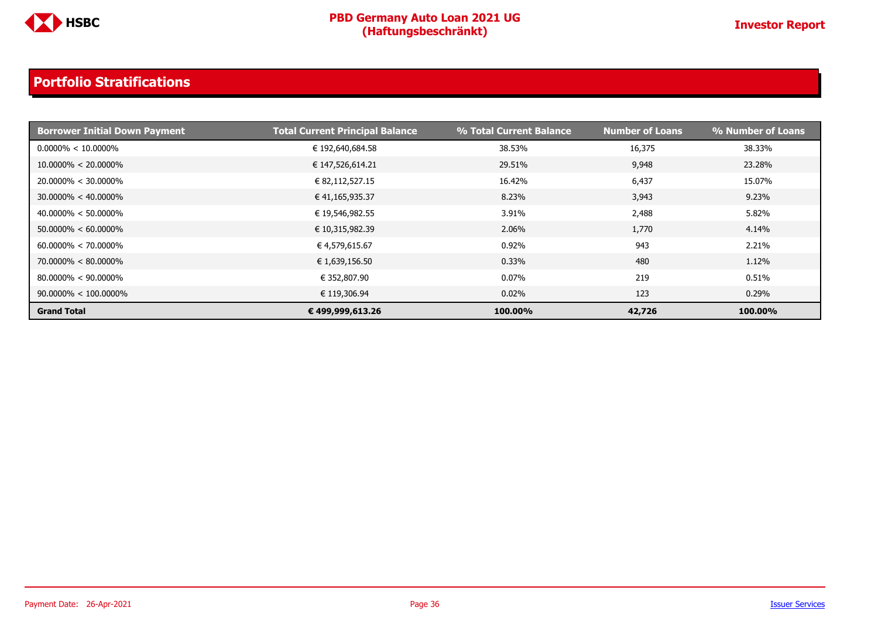## Portfolio Stratifications

| Borrower Initial Down Payment | Total Current Principal Balance | % Total Current Balance | Number of Loans | % Number of Loans |
|---|---|---|---|---|
| 0.0000% < 10.0000% | € 192,640,684.58 | 38.53% | 16,375 | 38.33% |
| 10.0000% < 20.0000% | € 147,526,614.21 | 29.51% | 9,948 | 23.28% |
| 20.0000% < 30.0000% | € 82,112,527.15 | 16.42% | 6,437 | 15.07% |
| 30.0000% < 40.0000% | € 41,165,935.37 | 8.23% | 3,943 | 9.23% |
| 40.0000% < 50.0000% | € 19,546,982.55 | 3.91% | 2,488 | 5.82% |
| 50.0000% < 60.0000% | € 10,315,982.39 | 2.06% | 1,770 | 4.14% |
| 60.0000% < 70.0000% | € 4,579,615.67 | 0.92% | 943 | 2.21% |
| 70.0000% < 80.0000% | € 1,639,156.50 | 0.33% | 480 | 1.12% |
| 80.0000% < 90.0000% | € 352,807.90 | 0.07% | 219 | 0.51% |
| 90.0000% < 100.0000% | € 119,306.94 | 0.02% | 123 | 0.29% |
| **Grand Total** | **€ 499,999,613.26** | **100.00%** | **42,726** | **100.00%** |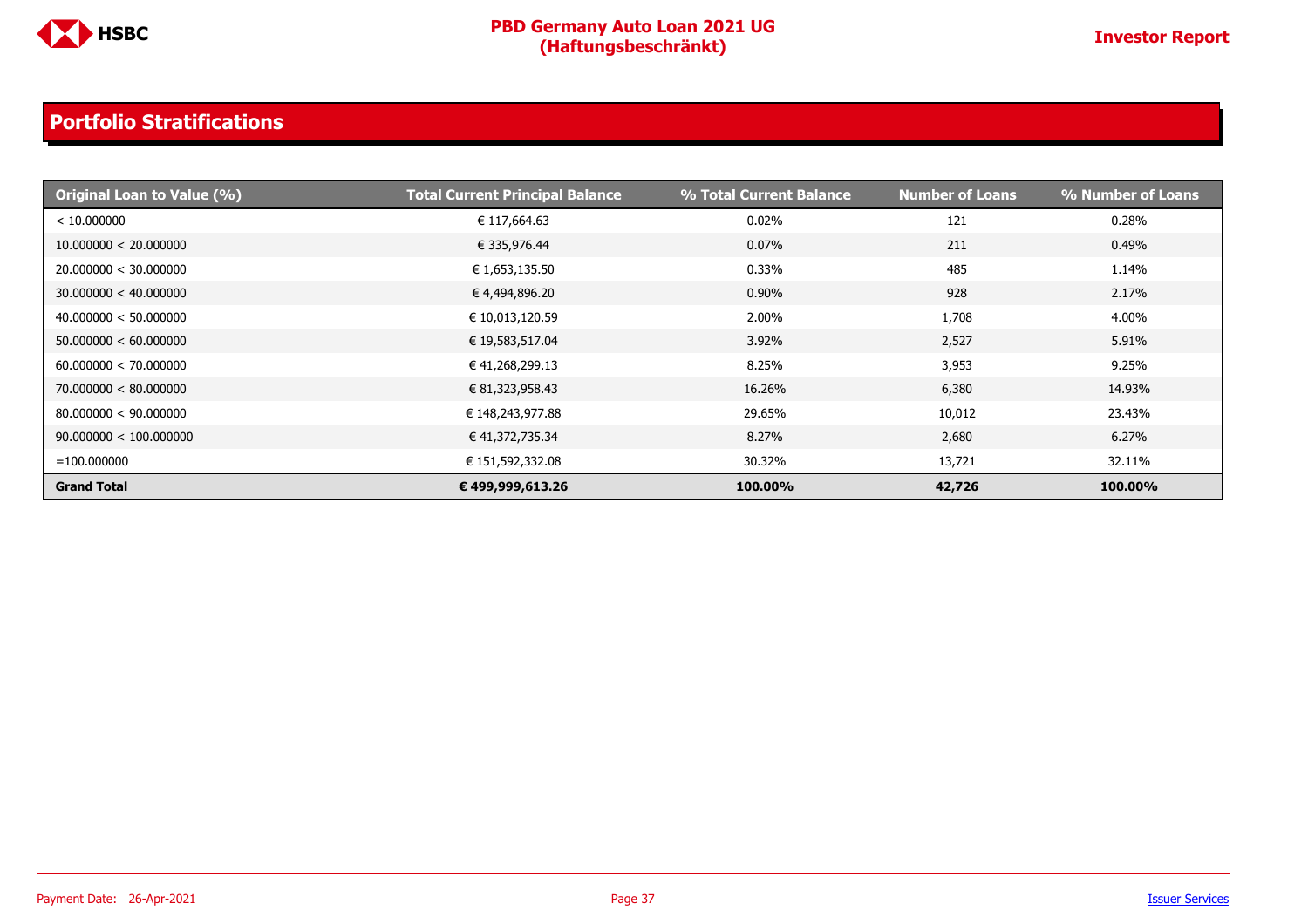## Portfolio Stratifications

| Original Loan to Value (%) | Total Current Principal Balance | % Total Current Balance | Number of Loans | % Number of Loans |
|---|---|---|---|---|
| < 10.000000 | € 117,664.63 | 0.02% | 121 | 0.28% |
| 10.000000 < 20.000000 | € 335,976.44 | 0.07% | 211 | 0.49% |
| 20.000000 < 30.000000 | € 1,653,135.50 | 0.33% | 485 | 1.14% |
| 30.000000 < 40.000000 | € 4,494,896.20 | 0.90% | 928 | 2.17% |
| 40.000000 < 50.000000 | € 10,013,120.59 | 2.00% | 1,708 | 4.00% |
| 50.000000 < 60.000000 | € 19,583,517.04 | 3.92% | 2,527 | 5.91% |
| 60.000000 < 70.000000 | € 41,268,299.13 | 8.25% | 3,953 | 9.25% |
| 70.000000 < 80.000000 | € 81,323,958.43 | 16.26% | 6,380 | 14.93% |
| 80.000000 < 90.000000 | € 148,243,977.88 | 29.65% | 10,012 | 23.43% |
| 90.000000 < 100.000000 | € 41,372,735.34 | 8.27% | 2,680 | 6.27% |
| =100.000000 | € 151,592,332.08 | 30.32% | 13,721 | 32.11% |
| **Grand Total** | **€ 499,999,613.26** | **100.00%** | **42,726** | **100.00%** |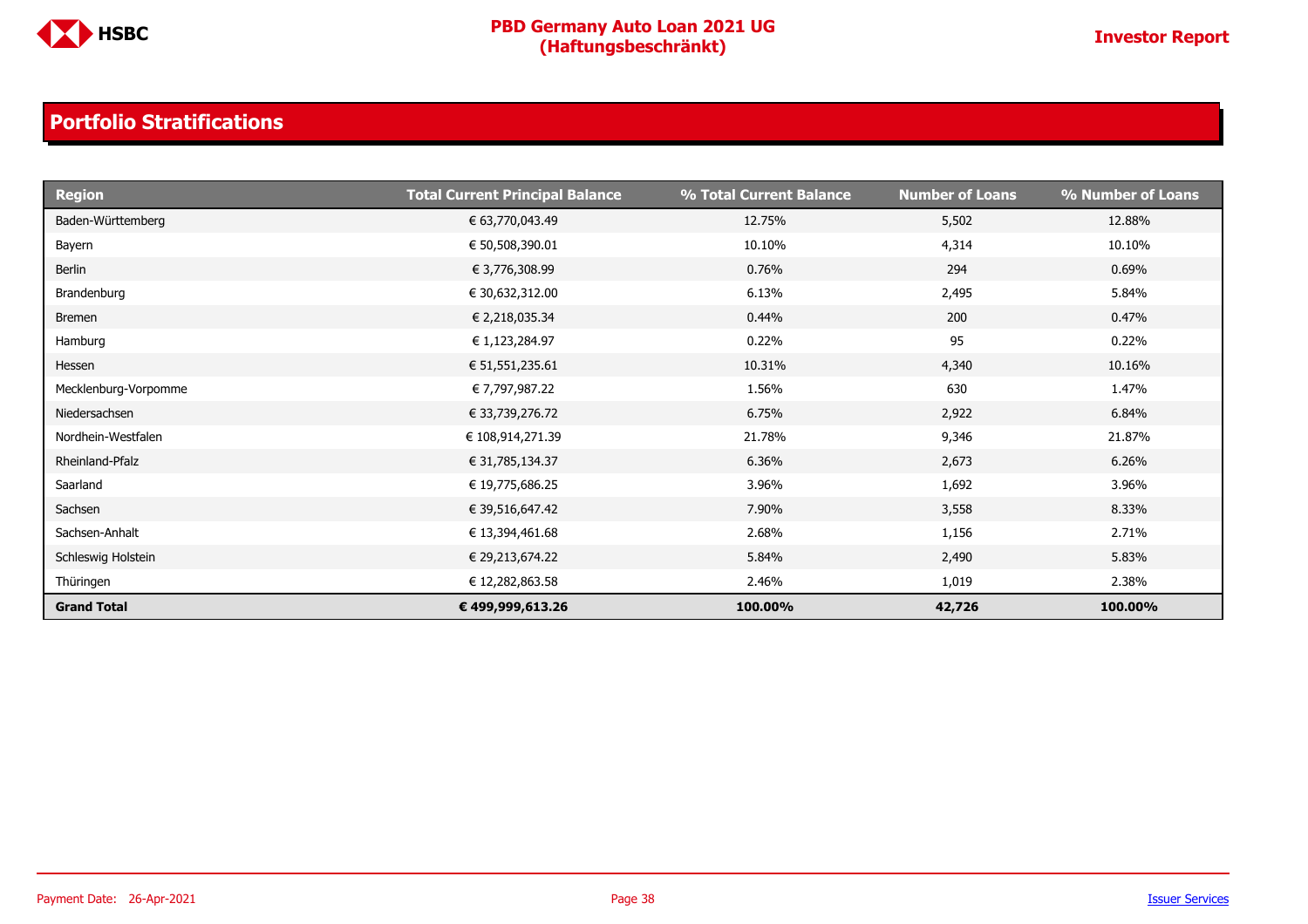## Portfolio Stratifications

| Region | Total Current Principal Balance | % Total Current Balance | Number of Loans | % Number of Loans |
|---|---|---|---|---|
| Baden-Württemberg | € 63,770,043.49 | 12.75% | 5,502 | 12.88% |
| Bayern | € 50,508,390.01 | 10.10% | 4,314 | 10.10% |
| Berlin | € 3,776,308.99 | 0.76% | 294 | 0.69% |
| Brandenburg | € 30,632,312.00 | 6.13% | 2,495 | 5.84% |
| Bremen | € 2,218,035.34 | 0.44% | 200 | 0.47% |
| Hamburg | € 1,123,284.97 | 0.22% | 95 | 0.22% |
| Hessen | € 51,551,235.61 | 10.31% | 4,340 | 10.16% |
| Mecklenburg-Vorpomme | € 7,797,987.22 | 1.56% | 630 | 1.47% |
| Niedersachsen | € 33,739,276.72 | 6.75% | 2,922 | 6.84% |
| Nordhein-Westfalen | € 108,914,271.39 | 21.78% | 9,346 | 21.87% |
| Rheinland-Pfalz | € 31,785,134.37 | 6.36% | 2,673 | 6.26% |
| Saarland | € 19,775,686.25 | 3.96% | 1,692 | 3.96% |
| Sachsen | € 39,516,647.42 | 7.90% | 3,558 | 8.33% |
| Sachsen-Anhalt | € 13,394,461.68 | 2.68% | 1,156 | 2.71% |
| Schleswig Holstein | € 29,213,674.22 | 5.84% | 2,490 | 5.83% |
| Thüringen | € 12,282,863.58 | 2.46% | 1,019 | 2.38% |
| **Grand Total** | **€ 499,999,613.26** | **100.00%** | **42,726** | **100.00%** |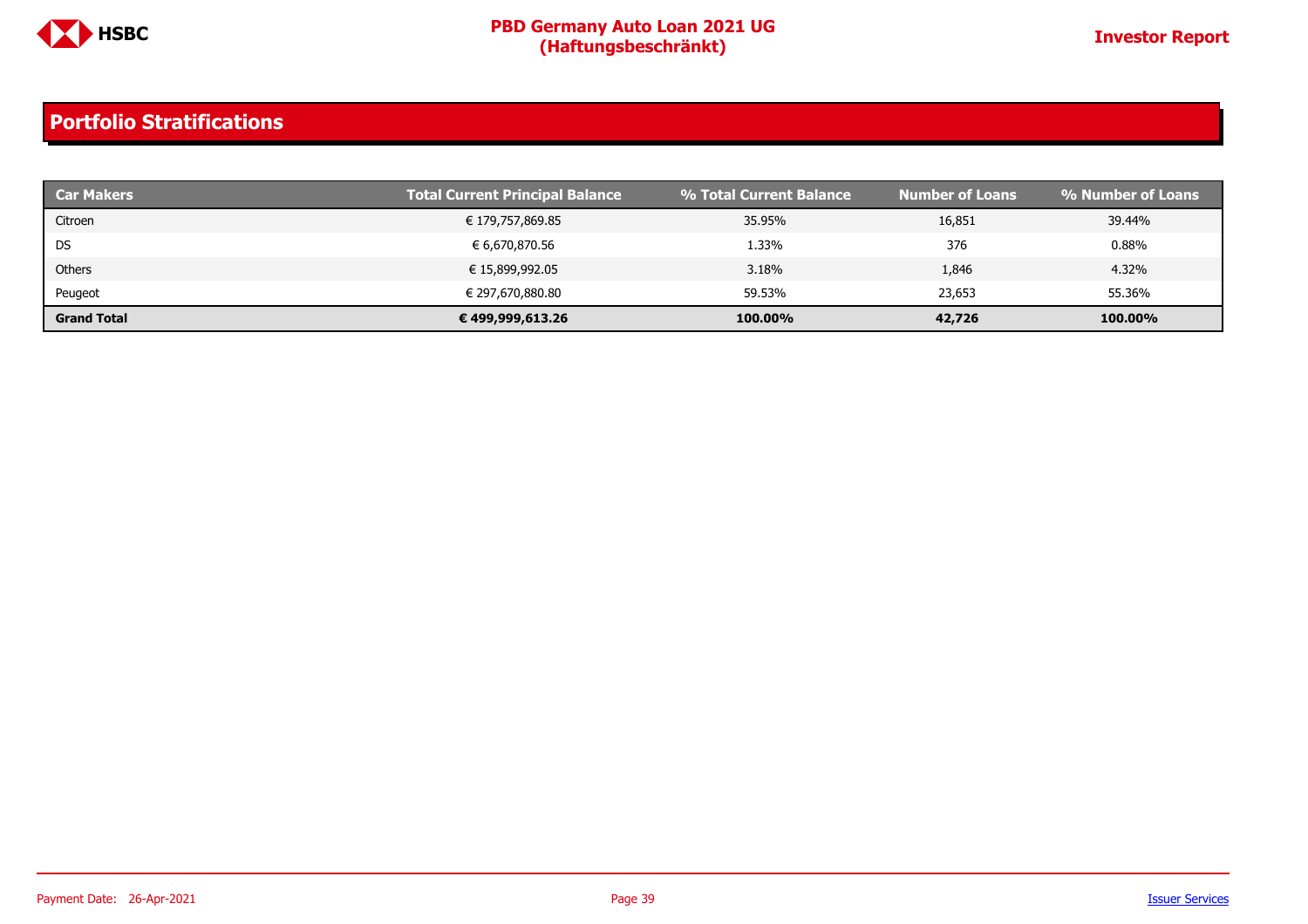## Portfolio Stratifications

| Car Makers | Total Current Principal Balance | % Total Current Balance | Number of Loans | % Number of Loans |
|---|---|---|---|---|
| Citroen | € 179,757,869.85 | 35.95% | 16,851 | 39.44% |
| DS | € 6,670,870.56 | 1.33% | 376 | 0.88% |
| Others | € 15,899,992.05 | 3.18% | 1,846 | 4.32% |
| Peugeot | € 297,670,880.80 | 59.53% | 23,653 | 55.36% |
| **Grand Total** | **€ 499,999,613.26** | **100.00%** | **42,726** | **100.00%** |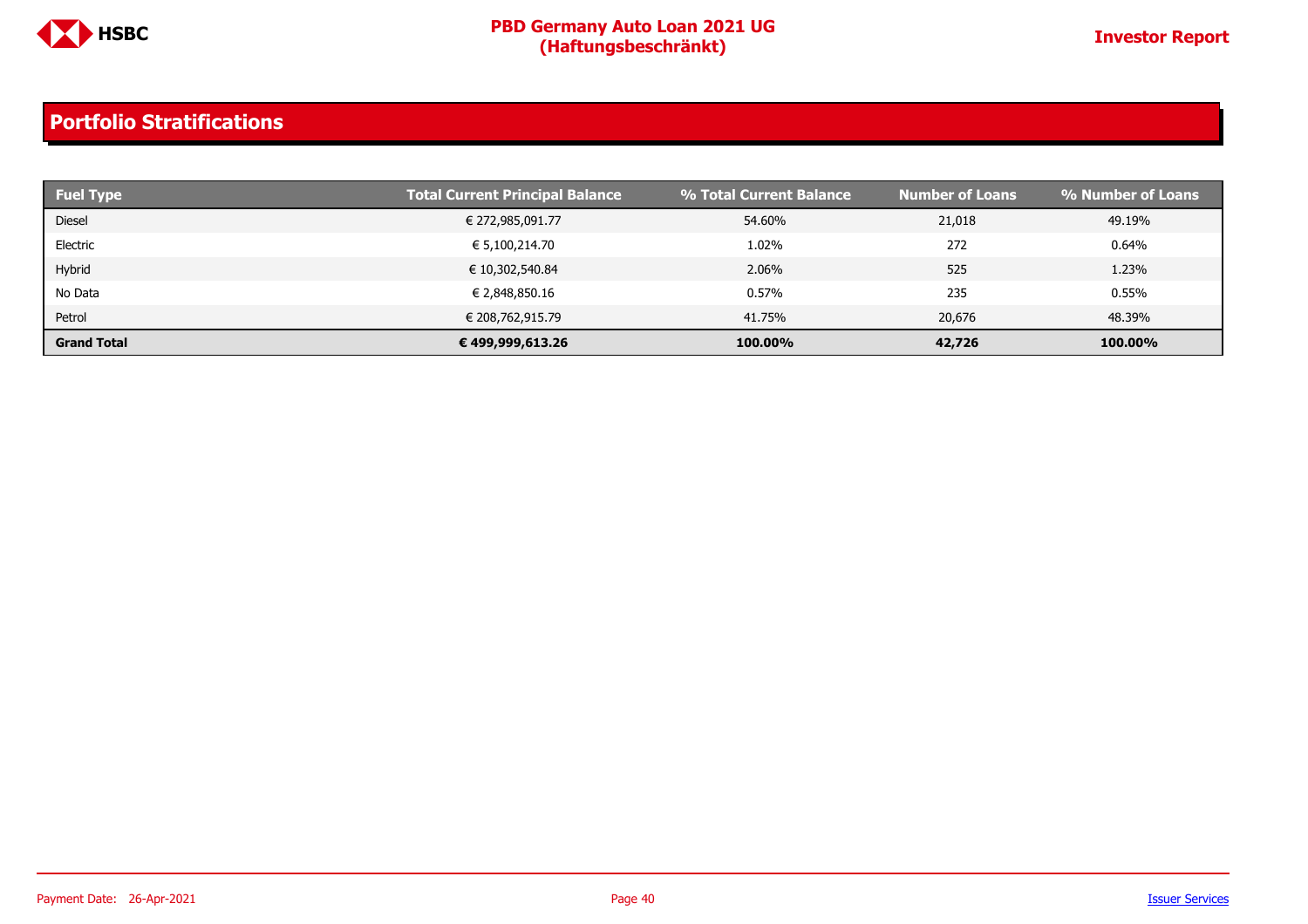## Portfolio Stratifications

| Fuel Type | Total Current Principal Balance | % Total Current Balance | Number of Loans | % Number of Loans |
|---|---|---|---|---|
| Diesel | € 272,985,091.77 | 54.60% | 21,018 | 49.19% |
| Electric | € 5,100,214.70 | 1.02% | 272 | 0.64% |
| Hybrid | € 10,302,540.84 | 2.06% | 525 | 1.23% |
| No Data | € 2,848,850.16 | 0.57% | 235 | 0.55% |
| Petrol | € 208,762,915.79 | 41.75% | 20,676 | 48.39% |
| **Grand Total** | **€ 499,999,613.26** | **100.00%** | **42,726** | **100.00%** |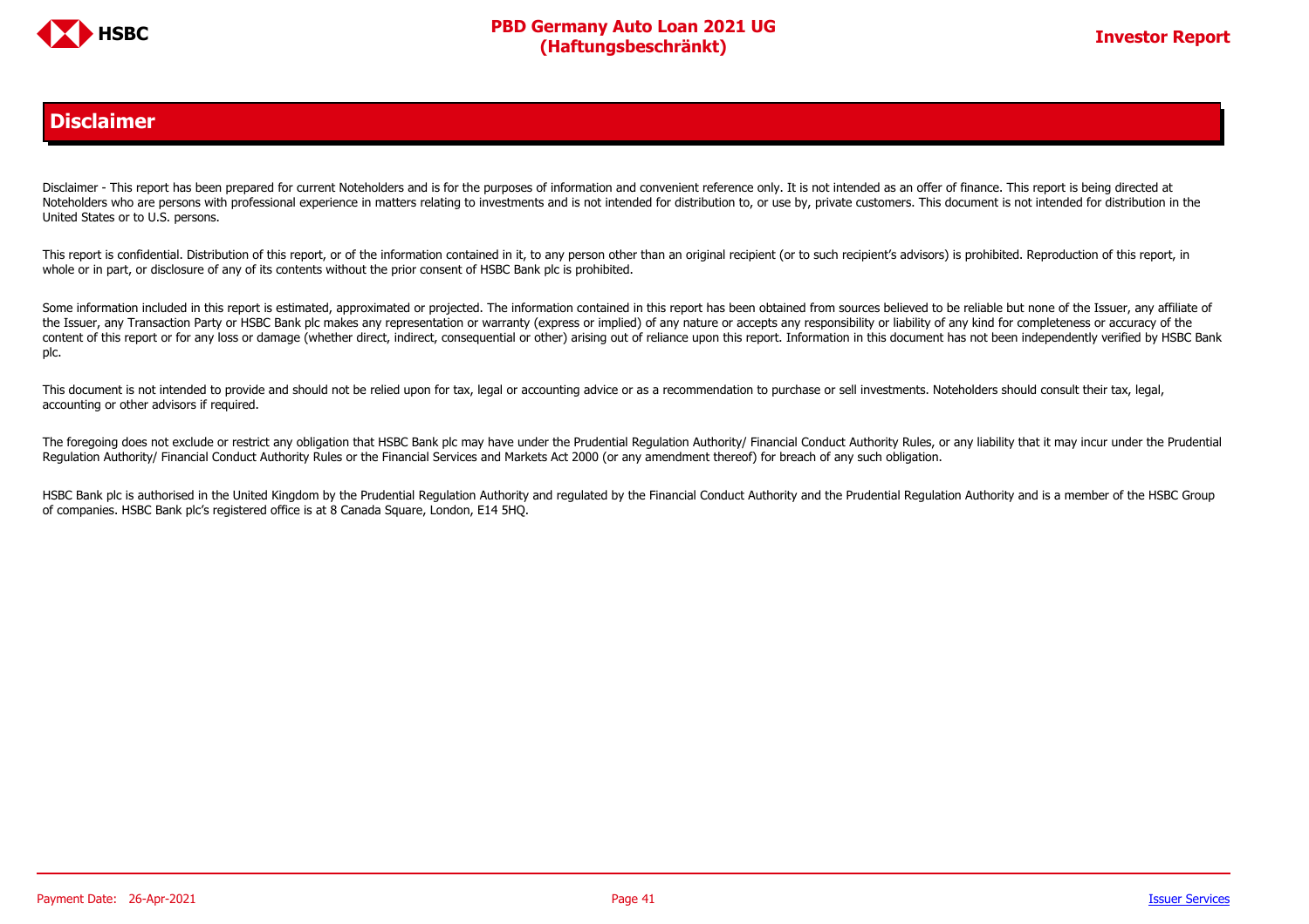## Disclaimer

Disclaimer - This report has been prepared for current Noteholders and is for the purposes of information and convenient reference only. It is not intended as an offer of finance. This report is being directed at Noteholders who are persons with professional experience in matters relating to investments and is not intended for distribution to, or use by, private customers. This document is not intended for distribution in the United States or to U.S. persons.

This report is confidential. Distribution of this report, or of the information contained in it, to any person other than an original recipient (or to such recipient's advisors) is prohibited. Reproduction of this report, in whole or in part, or disclosure of any of its contents without the prior consent of HSBC Bank plc is prohibited.

Some information included in this report is estimated, approximated or projected. The information contained in this report has been obtained from sources believed to be reliable but none of the Issuer, any affiliate of the Issuer, any Transaction Party or HSBC Bank plc makes any representation or warranty (express or implied) of any nature or accepts any responsibility or liability of any kind for completeness or accuracy of the content of this report or for any loss or damage (whether direct, indirect, consequential or other) arising out of reliance upon this report. Information in this document has not been independently verified by HSBC Bank plc.

This document is not intended to provide and should not be relied upon for tax, legal or accounting advice or as a recommendation to purchase or sell investments. Noteholders should consult their tax, legal, accounting or other advisors if required.

The foregoing does not exclude or restrict any obligation that HSBC Bank plc may have under the Prudential Regulation Authority/ Financial Conduct Authority Rules, or any liability that it may incur under the Prudential Regulation Authority/ Financial Conduct Authority Rules or the Financial Services and Markets Act 2000 (or any amendment thereof) for breach of any such obligation.

HSBC Bank plc is authorised in the United Kingdom by the Prudential Regulation Authority and regulated by the Financial Conduct Authority and the Prudential Regulation Authority and is a member of the HSBC Group of companies. HSBC Bank plc's registered office is at 8 Canada Square, London, E14 5HQ.